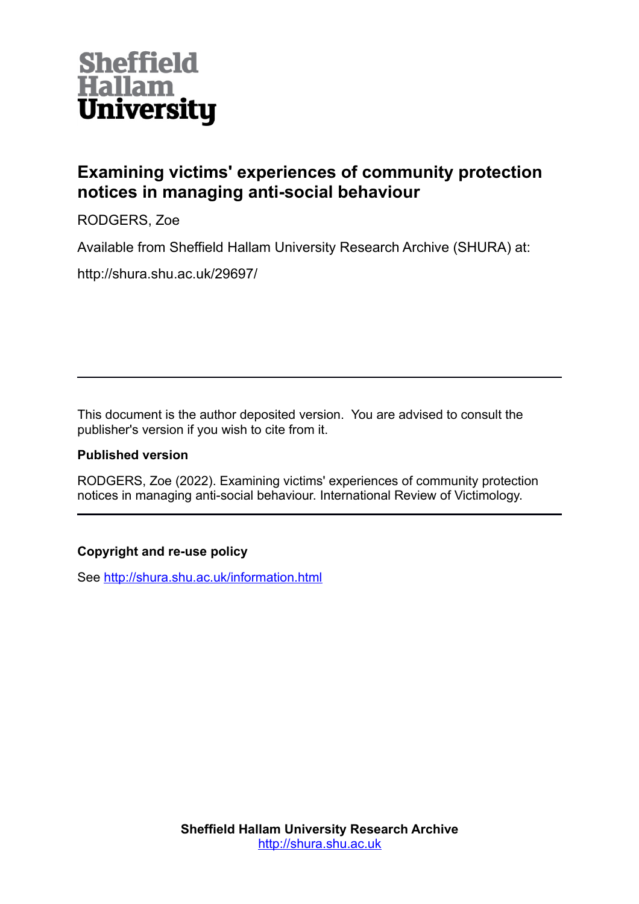Sheffield
Hallam
University

# Examining victims' experiences of community protection notices in managing anti-social behaviour

RODGERS, Zoe

Available from Sheffield Hallam University Research Archive (SHURA) at:

http://shura.shu.ac.uk/29697/

---

This document is the author deposited version. You are advised to consult the publisher's version if you wish to cite from it.

### Published version

RODGERS, Zoe (2022). Examining victims' experiences of community protection notices in managing anti-social behaviour. International Review of Victimology.

---

### Copyright and re-use policy

See http://shura.shu.ac.uk/information.html

**Sheffield Hallam University Research Archive**
http://shura.shu.ac.uk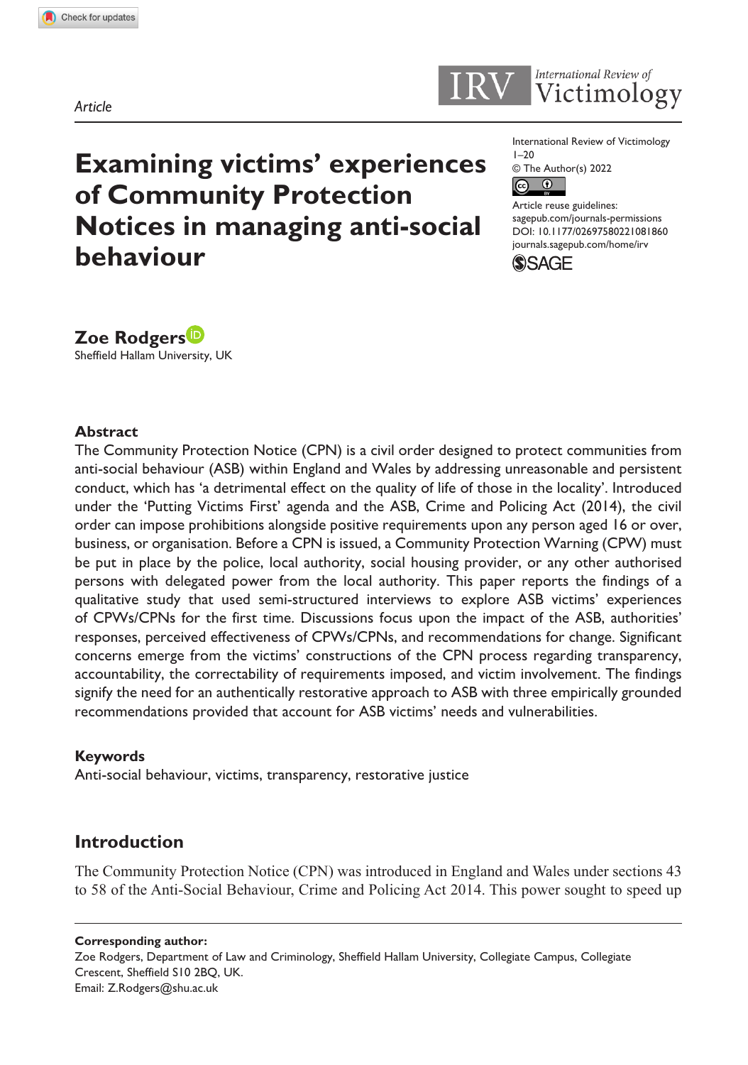Article

# Examining victims' experiences of Community Protection Notices in managing anti-social behaviour

International Review of Victimology
1–20
© The Author(s) 2022
Article reuse guidelines:
sagepub.com/journals-permissions
DOI: 10.1177/02697580221081860
journals.sagepub.com/home/irv

**Zoe Rodgers**
Sheffield Hallam University, UK

## Abstract

The Community Protection Notice (CPN) is a civil order designed to protect communities from anti-social behaviour (ASB) within England and Wales by addressing unreasonable and persistent conduct, which has 'a detrimental effect on the quality of life of those in the locality'. Introduced under the 'Putting Victims First' agenda and the ASB, Crime and Policing Act (2014), the civil order can impose prohibitions alongside positive requirements upon any person aged 16 or over, business, or organisation. Before a CPN is issued, a Community Protection Warning (CPW) must be put in place by the police, local authority, social housing provider, or any other authorised persons with delegated power from the local authority. This paper reports the findings of a qualitative study that used semi-structured interviews to explore ASB victims' experiences of CPWs/CPNs for the first time. Discussions focus upon the impact of the ASB, authorities' responses, perceived effectiveness of CPWs/CPNs, and recommendations for change. Significant concerns emerge from the victims' constructions of the CPN process regarding transparency, accountability, the correctability of requirements imposed, and victim involvement. The findings signify the need for an authentically restorative approach to ASB with three empirically grounded recommendations provided that account for ASB victims' needs and vulnerabilities.

### Keywords

Anti-social behaviour, victims, transparency, restorative justice

## Introduction

The Community Protection Notice (CPN) was introduced in England and Wales under sections 43 to 58 of the Anti-Social Behaviour, Crime and Policing Act 2014. This power sought to speed up

---

**Corresponding author:**
Zoe Rodgers, Department of Law and Criminology, Sheffield Hallam University, Collegiate Campus, Collegiate Crescent, Sheffield S10 2BQ, UK.
Email: Z.Rodgers@shu.ac.uk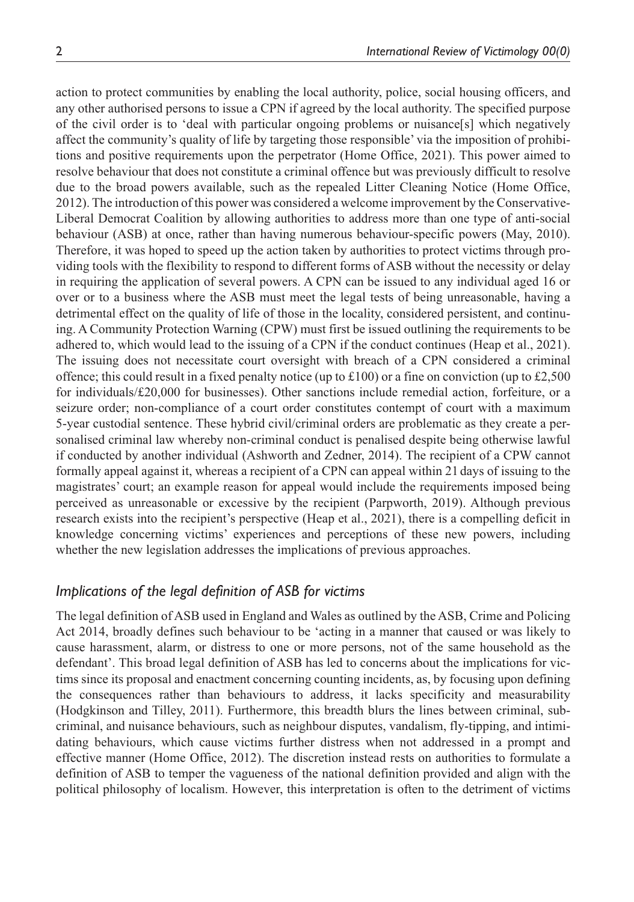action to protect communities by enabling the local authority, police, social housing officers, and any other authorised persons to issue a CPN if agreed by the local authority. The specified purpose of the civil order is to 'deal with particular ongoing problems or nuisance[s] which negatively affect the community's quality of life by targeting those responsible' via the imposition of prohibitions and positive requirements upon the perpetrator (Home Office, 2021). This power aimed to resolve behaviour that does not constitute a criminal offence but was previously difficult to resolve due to the broad powers available, such as the repealed Litter Cleaning Notice (Home Office, 2012). The introduction of this power was considered a welcome improvement by the Conservative-Liberal Democrat Coalition by allowing authorities to address more than one type of anti-social behaviour (ASB) at once, rather than having numerous behaviour-specific powers (May, 2010). Therefore, it was hoped to speed up the action taken by authorities to protect victims through providing tools with the flexibility to respond to different forms of ASB without the necessity or delay in requiring the application of several powers. A CPN can be issued to any individual aged 16 or over or to a business where the ASB must meet the legal tests of being unreasonable, having a detrimental effect on the quality of life of those in the locality, considered persistent, and continuing. A Community Protection Warning (CPW) must first be issued outlining the requirements to be adhered to, which would lead to the issuing of a CPN if the conduct continues (Heap et al., 2021). The issuing does not necessitate court oversight with breach of a CPN considered a criminal offence; this could result in a fixed penalty notice (up to £100) or a fine on conviction (up to £2,500 for individuals/£20,000 for businesses). Other sanctions include remedial action, forfeiture, or a seizure order; non-compliance of a court order constitutes contempt of court with a maximum 5-year custodial sentence. These hybrid civil/criminal orders are problematic as they create a personalised criminal law whereby non-criminal conduct is penalised despite being otherwise lawful if conducted by another individual (Ashworth and Zedner, 2014). The recipient of a CPW cannot formally appeal against it, whereas a recipient of a CPN can appeal within 21 days of issuing to the magistrates' court; an example reason for appeal would include the requirements imposed being perceived as unreasonable or excessive by the recipient (Parpworth, 2019). Although previous research exists into the recipient's perspective (Heap et al., 2021), there is a compelling deficit in knowledge concerning victims' experiences and perceptions of these new powers, including whether the new legislation addresses the implications of previous approaches.

### *Implications of the legal definition of ASB for victims*

The legal definition of ASB used in England and Wales as outlined by the ASB, Crime and Policing Act 2014, broadly defines such behaviour to be 'acting in a manner that caused or was likely to cause harassment, alarm, or distress to one or more persons, not of the same household as the defendant'. This broad legal definition of ASB has led to concerns about the implications for victims since its proposal and enactment concerning counting incidents, as, by focusing upon defining the consequences rather than behaviours to address, it lacks specificity and measurability (Hodgkinson and Tilley, 2011). Furthermore, this breadth blurs the lines between criminal, sub-criminal, and nuisance behaviours, such as neighbour disputes, vandalism, fly-tipping, and intimidating behaviours, which cause victims further distress when not addressed in a prompt and effective manner (Home Office, 2012). The discretion instead rests on authorities to formulate a definition of ASB to temper the vagueness of the national definition provided and align with the political philosophy of localism. However, this interpretation is often to the detriment of victims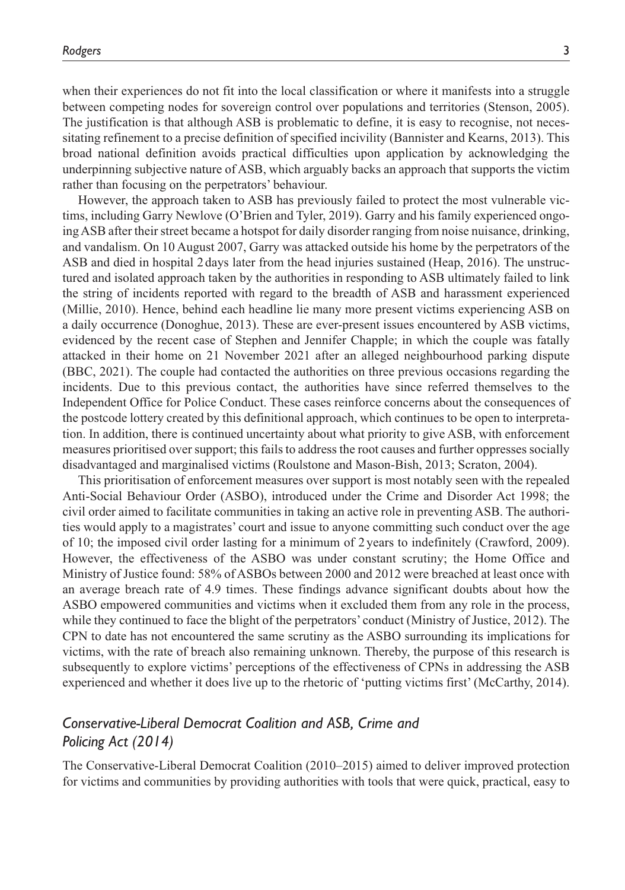when their experiences do not fit into the local classification or where it manifests into a struggle between competing nodes for sovereign control over populations and territories (Stenson, 2005). The justification is that although ASB is problematic to define, it is easy to recognise, not necessitating refinement to a precise definition of specified incivility (Bannister and Kearns, 2013). This broad national definition avoids practical difficulties upon application by acknowledging the underpinning subjective nature of ASB, which arguably backs an approach that supports the victim rather than focusing on the perpetrators' behaviour.

However, the approach taken to ASB has previously failed to protect the most vulnerable victims, including Garry Newlove (O'Brien and Tyler, 2019). Garry and his family experienced ongoing ASB after their street became a hotspot for daily disorder ranging from noise nuisance, drinking, and vandalism. On 10 August 2007, Garry was attacked outside his home by the perpetrators of the ASB and died in hospital 2 days later from the head injuries sustained (Heap, 2016). The unstructured and isolated approach taken by the authorities in responding to ASB ultimately failed to link the string of incidents reported with regard to the breadth of ASB and harassment experienced (Millie, 2010). Hence, behind each headline lie many more present victims experiencing ASB on a daily occurrence (Donoghue, 2013). These are ever-present issues encountered by ASB victims, evidenced by the recent case of Stephen and Jennifer Chapple; in which the couple was fatally attacked in their home on 21 November 2021 after an alleged neighbourhood parking dispute (BBC, 2021). The couple had contacted the authorities on three previous occasions regarding the incidents. Due to this previous contact, the authorities have since referred themselves to the Independent Office for Police Conduct. These cases reinforce concerns about the consequences of the postcode lottery created by this definitional approach, which continues to be open to interpretation. In addition, there is continued uncertainty about what priority to give ASB, with enforcement measures prioritised over support; this fails to address the root causes and further oppresses socially disadvantaged and marginalised victims (Roulstone and Mason-Bish, 2013; Scraton, 2004).

This prioritisation of enforcement measures over support is most notably seen with the repealed Anti-Social Behaviour Order (ASBO), introduced under the Crime and Disorder Act 1998; the civil order aimed to facilitate communities in taking an active role in preventing ASB. The authorities would apply to a magistrates' court and issue to anyone committing such conduct over the age of 10; the imposed civil order lasting for a minimum of 2 years to indefinitely (Crawford, 2009). However, the effectiveness of the ASBO was under constant scrutiny; the Home Office and Ministry of Justice found: 58% of ASBOs between 2000 and 2012 were breached at least once with an average breach rate of 4.9 times. These findings advance significant doubts about how the ASBO empowered communities and victims when it excluded them from any role in the process, while they continued to face the blight of the perpetrators' conduct (Ministry of Justice, 2012). The CPN to date has not encountered the same scrutiny as the ASBO surrounding its implications for victims, with the rate of breach also remaining unknown. Thereby, the purpose of this research is subsequently to explore victims' perceptions of the effectiveness of CPNs in addressing the ASB experienced and whether it does live up to the rhetoric of 'putting victims first' (McCarthy, 2014).

## *Conservative-Liberal Democrat Coalition and ASB, Crime and Policing Act (2014)*

The Conservative-Liberal Democrat Coalition (2010–2015) aimed to deliver improved protection for victims and communities by providing authorities with tools that were quick, practical, easy to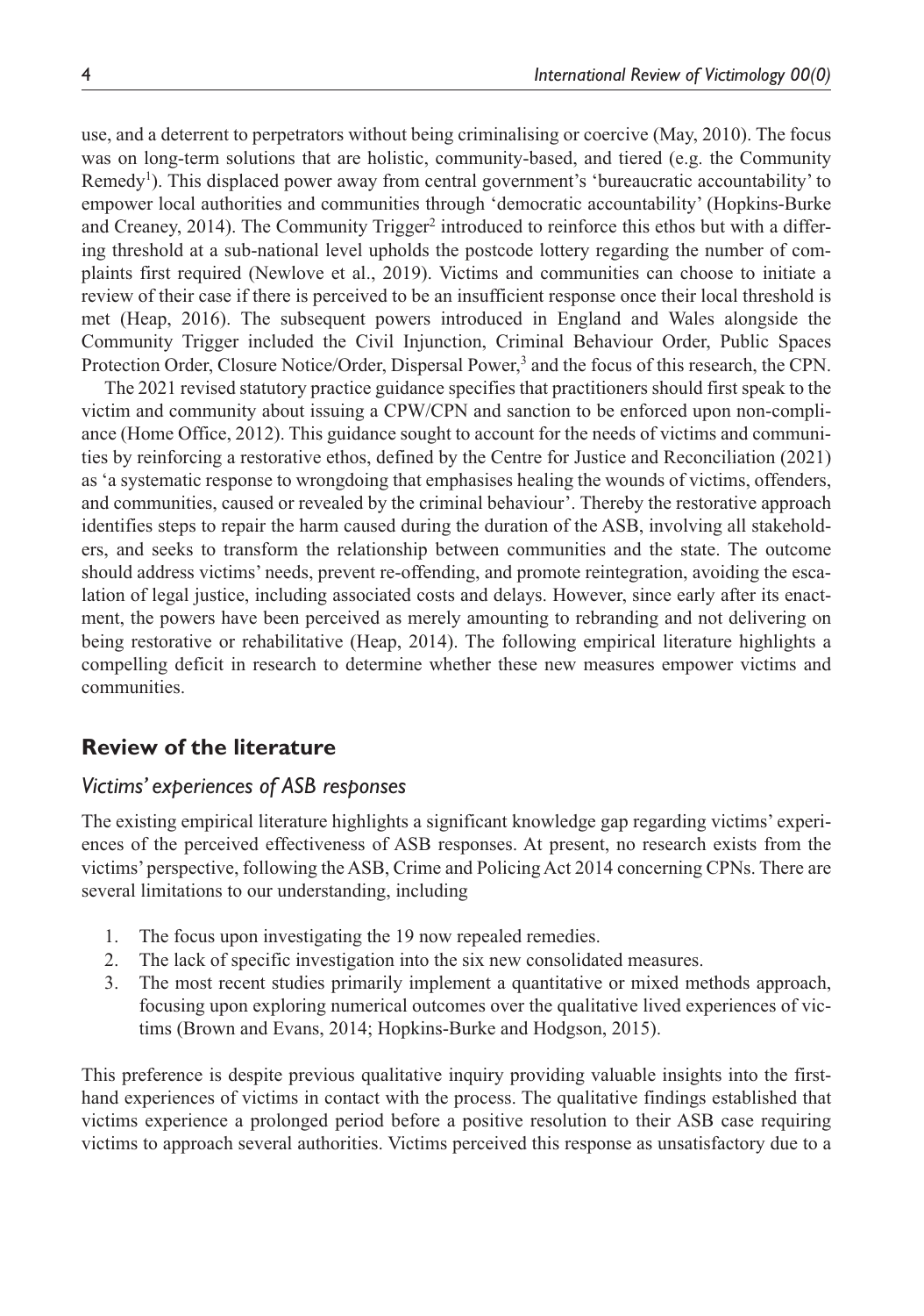use, and a deterrent to perpetrators without being criminalising or coercive (May, 2010). The focus was on long-term solutions that are holistic, community-based, and tiered (e.g. the Community Remedy[1]). This displaced power away from central government's 'bureaucratic accountability' to empower local authorities and communities through 'democratic accountability' (Hopkins-Burke and Creaney, 2014). The Community Trigger[2] introduced to reinforce this ethos but with a differing threshold at a sub-national level upholds the postcode lottery regarding the number of complaints first required (Newlove et al., 2019). Victims and communities can choose to initiate a review of their case if there is perceived to be an insufficient response once their local threshold is met (Heap, 2016). The subsequent powers introduced in England and Wales alongside the Community Trigger included the Civil Injunction, Criminal Behaviour Order, Public Spaces Protection Order, Closure Notice/Order, Dispersal Power,[3] and the focus of this research, the CPN.

The 2021 revised statutory practice guidance specifies that practitioners should first speak to the victim and community about issuing a CPW/CPN and sanction to be enforced upon non-compliance (Home Office, 2012). This guidance sought to account for the needs of victims and communities by reinforcing a restorative ethos, defined by the Centre for Justice and Reconciliation (2021) as 'a systematic response to wrongdoing that emphasises healing the wounds of victims, offenders, and communities, caused or revealed by the criminal behaviour'. Thereby the restorative approach identifies steps to repair the harm caused during the duration of the ASB, involving all stakeholders, and seeks to transform the relationship between communities and the state. The outcome should address victims' needs, prevent re-offending, and promote reintegration, avoiding the escalation of legal justice, including associated costs and delays. However, since early after its enactment, the powers have been perceived as merely amounting to rebranding and not delivering on being restorative or rehabilitative (Heap, 2014). The following empirical literature highlights a compelling deficit in research to determine whether these new measures empower victims and communities.

## Review of the literature

### *Victims' experiences of ASB responses*

The existing empirical literature highlights a significant knowledge gap regarding victims' experiences of the perceived effectiveness of ASB responses. At present, no research exists from the victims' perspective, following the ASB, Crime and Policing Act 2014 concerning CPNs. There are several limitations to our understanding, including

1. The focus upon investigating the 19 now repealed remedies.
2. The lack of specific investigation into the six new consolidated measures.
3. The most recent studies primarily implement a quantitative or mixed methods approach, focusing upon exploring numerical outcomes over the qualitative lived experiences of victims (Brown and Evans, 2014; Hopkins-Burke and Hodgson, 2015).

This preference is despite previous qualitative inquiry providing valuable insights into the first-hand experiences of victims in contact with the process. The qualitative findings established that victims experience a prolonged period before a positive resolution to their ASB case requiring victims to approach several authorities. Victims perceived this response as unsatisfactory due to a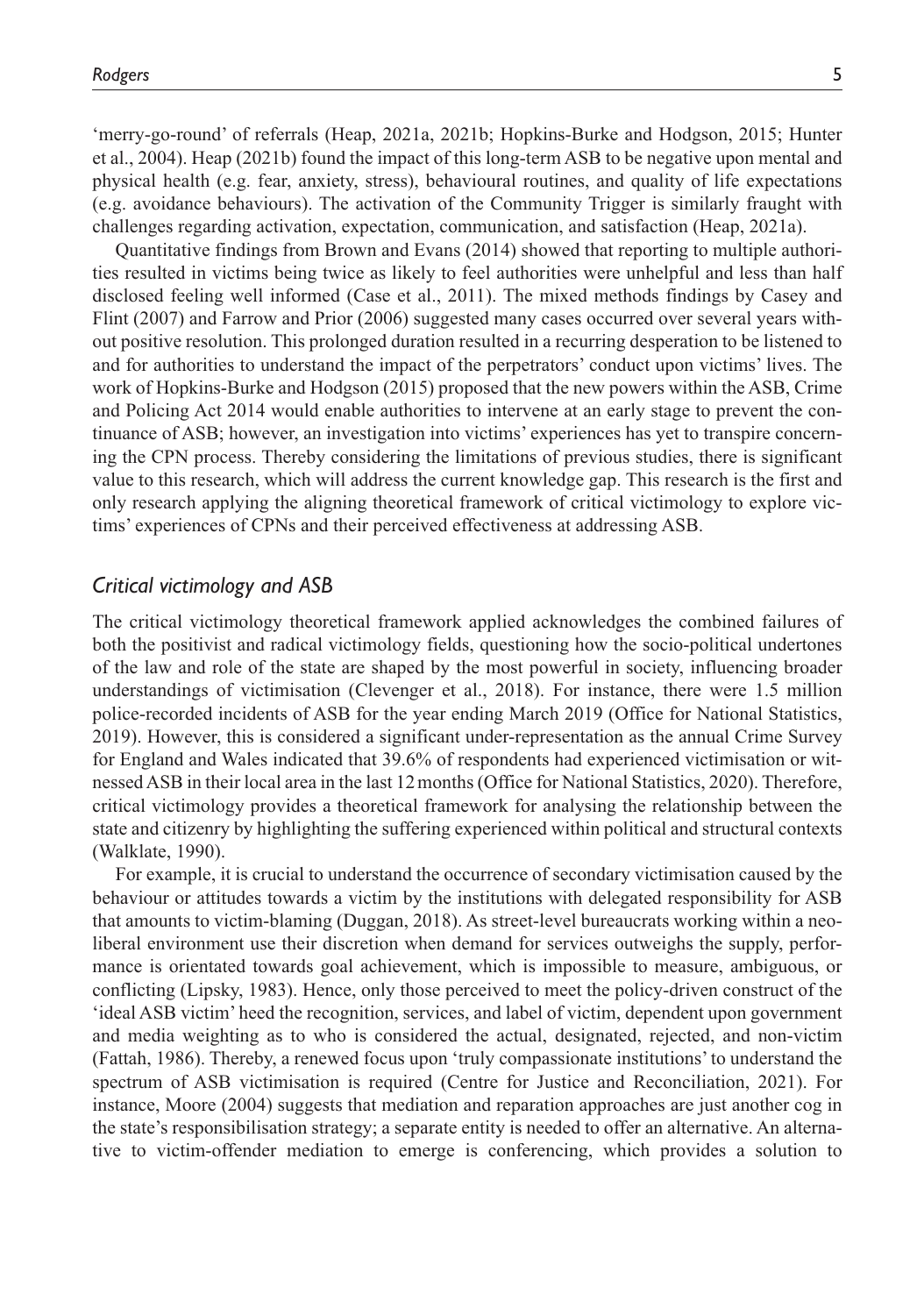'merry-go-round' of referrals (Heap, 2021a, 2021b; Hopkins-Burke and Hodgson, 2015; Hunter et al., 2004). Heap (2021b) found the impact of this long-term ASB to be negative upon mental and physical health (e.g. fear, anxiety, stress), behavioural routines, and quality of life expectations (e.g. avoidance behaviours). The activation of the Community Trigger is similarly fraught with challenges regarding activation, expectation, communication, and satisfaction (Heap, 2021a).

Quantitative findings from Brown and Evans (2014) showed that reporting to multiple authorities resulted in victims being twice as likely to feel authorities were unhelpful and less than half disclosed feeling well informed (Case et al., 2011). The mixed methods findings by Casey and Flint (2007) and Farrow and Prior (2006) suggested many cases occurred over several years without positive resolution. This prolonged duration resulted in a recurring desperation to be listened to and for authorities to understand the impact of the perpetrators' conduct upon victims' lives. The work of Hopkins-Burke and Hodgson (2015) proposed that the new powers within the ASB, Crime and Policing Act 2014 would enable authorities to intervene at an early stage to prevent the continuance of ASB; however, an investigation into victims' experiences has yet to transpire concerning the CPN process. Thereby considering the limitations of previous studies, there is significant value to this research, which will address the current knowledge gap. This research is the first and only research applying the aligning theoretical framework of critical victimology to explore victims' experiences of CPNs and their perceived effectiveness at addressing ASB.

### *Critical victimology and ASB*

The critical victimology theoretical framework applied acknowledges the combined failures of both the positivist and radical victimology fields, questioning how the socio-political undertones of the law and role of the state are shaped by the most powerful in society, influencing broader understandings of victimisation (Clevenger et al., 2018). For instance, there were 1.5 million police-recorded incidents of ASB for the year ending March 2019 (Office for National Statistics, 2019). However, this is considered a significant under-representation as the annual Crime Survey for England and Wales indicated that 39.6% of respondents had experienced victimisation or witnessed ASB in their local area in the last 12 months (Office for National Statistics, 2020). Therefore, critical victimology provides a theoretical framework for analysing the relationship between the state and citizenry by highlighting the suffering experienced within political and structural contexts (Walklate, 1990).

For example, it is crucial to understand the occurrence of secondary victimisation caused by the behaviour or attitudes towards a victim by the institutions with delegated responsibility for ASB that amounts to victim-blaming (Duggan, 2018). As street-level bureaucrats working within a neoliberal environment use their discretion when demand for services outweighs the supply, performance is orientated towards goal achievement, which is impossible to measure, ambiguous, or conflicting (Lipsky, 1983). Hence, only those perceived to meet the policy-driven construct of the 'ideal ASB victim' heed the recognition, services, and label of victim, dependent upon government and media weighting as to who is considered the actual, designated, rejected, and non-victim (Fattah, 1986). Thereby, a renewed focus upon 'truly compassionate institutions' to understand the spectrum of ASB victimisation is required (Centre for Justice and Reconciliation, 2021). For instance, Moore (2004) suggests that mediation and reparation approaches are just another cog in the state's responsibilisation strategy; a separate entity is needed to offer an alternative. An alternative to victim-offender mediation to emerge is conferencing, which provides a solution to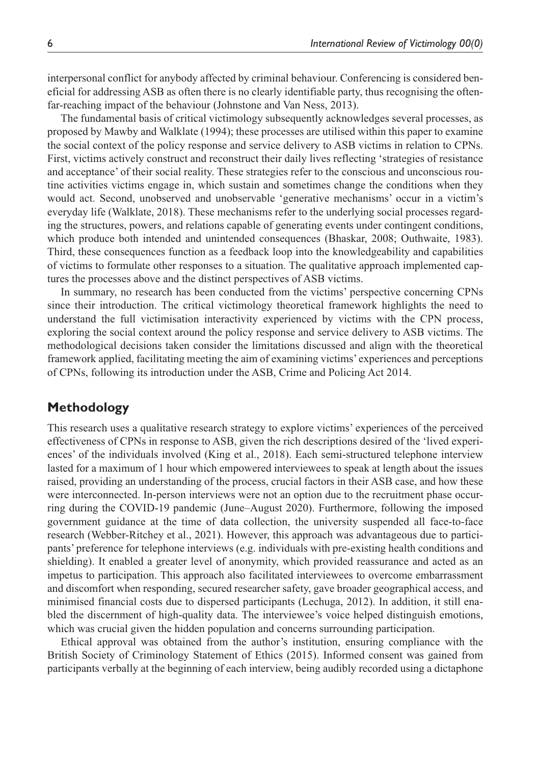interpersonal conflict for anybody affected by criminal behaviour. Conferencing is considered beneficial for addressing ASB as often there is no clearly identifiable party, thus recognising the often-far-reaching impact of the behaviour (Johnstone and Van Ness, 2013).

The fundamental basis of critical victimology subsequently acknowledges several processes, as proposed by Mawby and Walklate (1994); these processes are utilised within this paper to examine the social context of the policy response and service delivery to ASB victims in relation to CPNs. First, victims actively construct and reconstruct their daily lives reflecting 'strategies of resistance and acceptance' of their social reality. These strategies refer to the conscious and unconscious routine activities victims engage in, which sustain and sometimes change the conditions when they would act. Second, unobserved and unobservable 'generative mechanisms' occur in a victim's everyday life (Walklate, 2018). These mechanisms refer to the underlying social processes regarding the structures, powers, and relations capable of generating events under contingent conditions, which produce both intended and unintended consequences (Bhaskar, 2008; Outhwaite, 1983). Third, these consequences function as a feedback loop into the knowledgeability and capabilities of victims to formulate other responses to a situation. The qualitative approach implemented captures the processes above and the distinct perspectives of ASB victims.

In summary, no research has been conducted from the victims' perspective concerning CPNs since their introduction. The critical victimology theoretical framework highlights the need to understand the full victimisation interactivity experienced by victims with the CPN process, exploring the social context around the policy response and service delivery to ASB victims. The methodological decisions taken consider the limitations discussed and align with the theoretical framework applied, facilitating meeting the aim of examining victims' experiences and perceptions of CPNs, following its introduction under the ASB, Crime and Policing Act 2014.

## Methodology

This research uses a qualitative research strategy to explore victims' experiences of the perceived effectiveness of CPNs in response to ASB, given the rich descriptions desired of the 'lived experiences' of the individuals involved (King et al., 2018). Each semi-structured telephone interview lasted for a maximum of 1 hour which empowered interviewees to speak at length about the issues raised, providing an understanding of the process, crucial factors in their ASB case, and how these were interconnected. In-person interviews were not an option due to the recruitment phase occurring during the COVID-19 pandemic (June–August 2020). Furthermore, following the imposed government guidance at the time of data collection, the university suspended all face-to-face research (Webber-Ritchey et al., 2021). However, this approach was advantageous due to participants' preference for telephone interviews (e.g. individuals with pre-existing health conditions and shielding). It enabled a greater level of anonymity, which provided reassurance and acted as an impetus to participation. This approach also facilitated interviewees to overcome embarrassment and discomfort when responding, secured researcher safety, gave broader geographical access, and minimised financial costs due to dispersed participants (Lechuga, 2012). In addition, it still enabled the discernment of high-quality data. The interviewee's voice helped distinguish emotions, which was crucial given the hidden population and concerns surrounding participation.

Ethical approval was obtained from the author's institution, ensuring compliance with the British Society of Criminology Statement of Ethics (2015). Informed consent was gained from participants verbally at the beginning of each interview, being audibly recorded using a dictaphone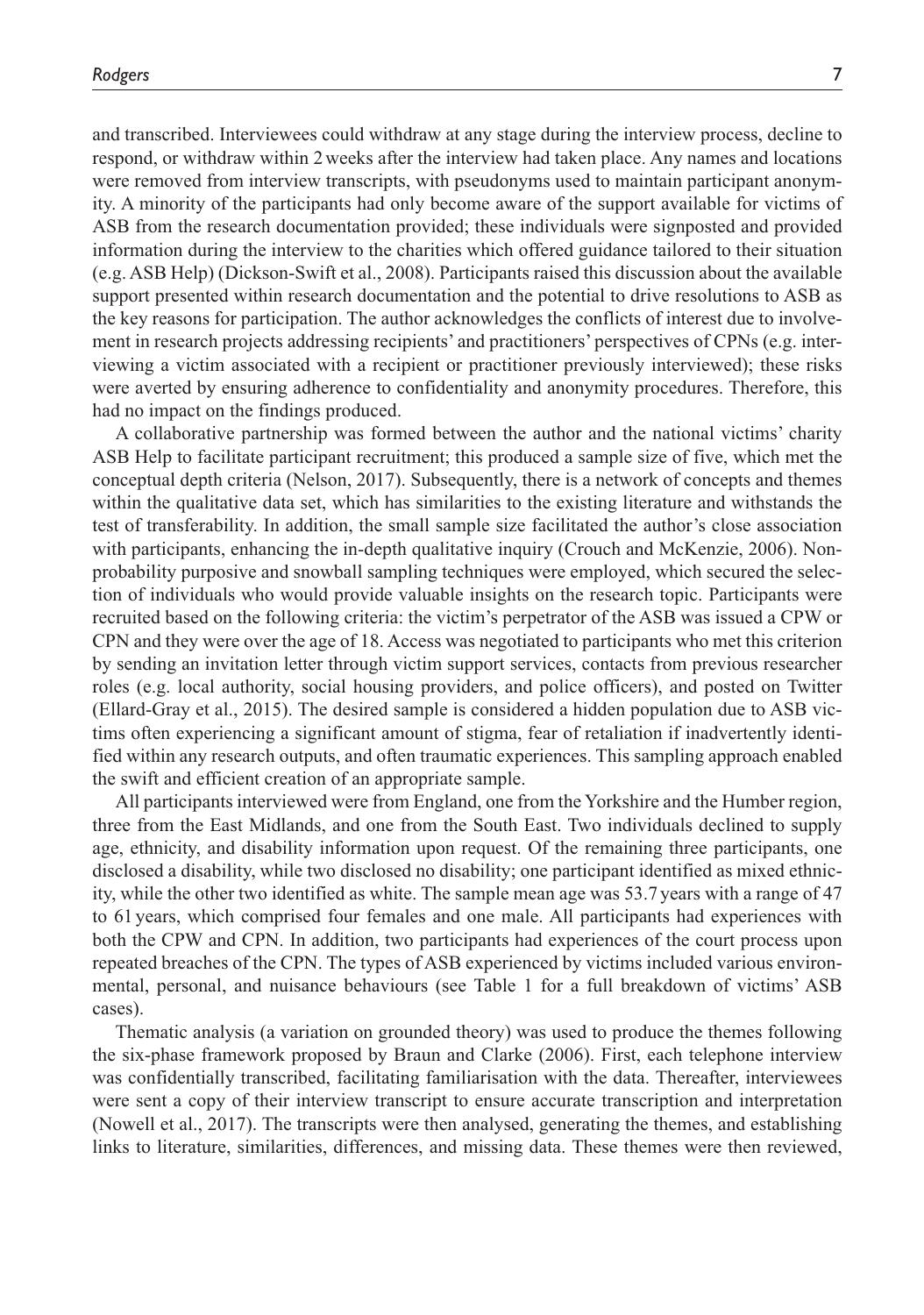and transcribed. Interviewees could withdraw at any stage during the interview process, decline to respond, or withdraw within 2 weeks after the interview had taken place. Any names and locations were removed from interview transcripts, with pseudonyms used to maintain participant anonymity. A minority of the participants had only become aware of the support available for victims of ASB from the research documentation provided; these individuals were signposted and provided information during the interview to the charities which offered guidance tailored to their situation (e.g. ASB Help) (Dickson-Swift et al., 2008). Participants raised this discussion about the available support presented within research documentation and the potential to drive resolutions to ASB as the key reasons for participation. The author acknowledges the conflicts of interest due to involvement in research projects addressing recipients' and practitioners' perspectives of CPNs (e.g. interviewing a victim associated with a recipient or practitioner previously interviewed); these risks were averted by ensuring adherence to confidentiality and anonymity procedures. Therefore, this had no impact on the findings produced.

A collaborative partnership was formed between the author and the national victims' charity ASB Help to facilitate participant recruitment; this produced a sample size of five, which met the conceptual depth criteria (Nelson, 2017). Subsequently, there is a network of concepts and themes within the qualitative data set, which has similarities to the existing literature and withstands the test of transferability. In addition, the small sample size facilitated the author's close association with participants, enhancing the in-depth qualitative inquiry (Crouch and McKenzie, 2006). Non-probability purposive and snowball sampling techniques were employed, which secured the selection of individuals who would provide valuable insights on the research topic. Participants were recruited based on the following criteria: the victim's perpetrator of the ASB was issued a CPW or CPN and they were over the age of 18. Access was negotiated to participants who met this criterion by sending an invitation letter through victim support services, contacts from previous researcher roles (e.g. local authority, social housing providers, and police officers), and posted on Twitter (Ellard-Gray et al., 2015). The desired sample is considered a hidden population due to ASB victims often experiencing a significant amount of stigma, fear of retaliation if inadvertently identified within any research outputs, and often traumatic experiences. This sampling approach enabled the swift and efficient creation of an appropriate sample.

All participants interviewed were from England, one from the Yorkshire and the Humber region, three from the East Midlands, and one from the South East. Two individuals declined to supply age, ethnicity, and disability information upon request. Of the remaining three participants, one disclosed a disability, while two disclosed no disability; one participant identified as mixed ethnicity, while the other two identified as white. The sample mean age was 53.7 years with a range of 47 to 61 years, which comprised four females and one male. All participants had experiences with both the CPW and CPN. In addition, two participants had experiences of the court process upon repeated breaches of the CPN. The types of ASB experienced by victims included various environmental, personal, and nuisance behaviours (see Table 1 for a full breakdown of victims' ASB cases).

Thematic analysis (a variation on grounded theory) was used to produce the themes following the six-phase framework proposed by Braun and Clarke (2006). First, each telephone interview was confidentially transcribed, facilitating familiarisation with the data. Thereafter, interviewees were sent a copy of their interview transcript to ensure accurate transcription and interpretation (Nowell et al., 2017). The transcripts were then analysed, generating the themes, and establishing links to literature, similarities, differences, and missing data. These themes were then reviewed,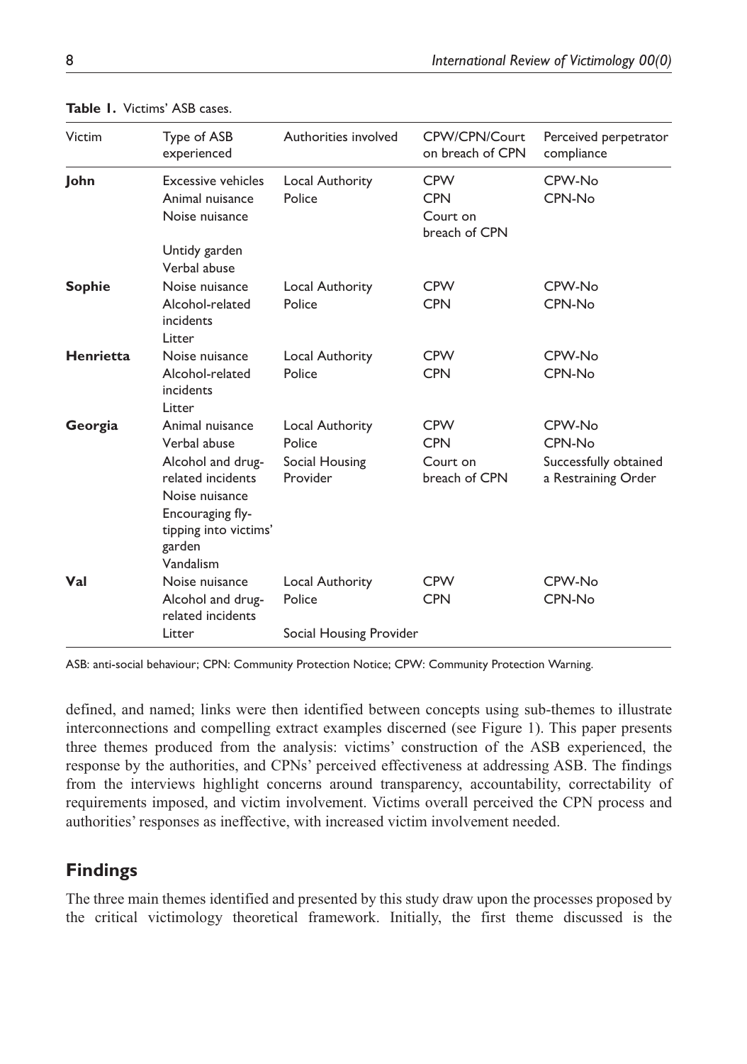**Table 1.** Victims' ASB cases.

| Victim | Type of ASB experienced | Authorities involved | CPW/CPN/Court on breach of CPN | Perceived perpetrator compliance |
|---|---|---|---|---|
| **John** | Excessive vehicles<br>Animal nuisance<br>Noise nuisance<br>Untidy garden<br>Verbal abuse | Local Authority<br>Police | CPW<br>CPN<br>Court on breach of CPN | CPW-No<br>CPN-No |
| **Sophie** | Noise nuisance<br>Alcohol-related incidents<br>Litter | Local Authority<br>Police | CPW<br>CPN | CPW-No<br>CPN-No |
| **Henrietta** | Noise nuisance<br>Alcohol-related incidents<br>Litter | Local Authority<br>Police | CPW<br>CPN | CPW-No<br>CPN-No |
| **Georgia** | Animal nuisance<br>Verbal abuse<br>Alcohol and drug-related incidents<br>Noise nuisance<br>Encouraging fly-tipping into victims' garden<br>Vandalism | Local Authority<br>Police<br>Social Housing Provider | CPW<br>CPN<br>Court on breach of CPN | CPW-No<br>CPN-No<br>Successfully obtained a Restraining Order |
| **Val** | Noise nuisance<br>Alcohol and drug-related incidents<br>Litter | Local Authority<br>Police<br>Social Housing Provider | CPW<br>CPN | CPW-No<br>CPN-No |

ASB: anti-social behaviour; CPN: Community Protection Notice; CPW: Community Protection Warning.

defined, and named; links were then identified between concepts using sub-themes to illustrate interconnections and compelling extract examples discerned (see Figure 1). This paper presents three themes produced from the analysis: victims' construction of the ASB experienced, the response by the authorities, and CPNs' perceived effectiveness at addressing ASB. The findings from the interviews highlight concerns around transparency, accountability, correctability of requirements imposed, and victim involvement. Victims overall perceived the CPN process and authorities' responses as ineffective, with increased victim involvement needed.

## Findings

The three main themes identified and presented by this study draw upon the processes proposed by the critical victimology theoretical framework. Initially, the first theme discussed is the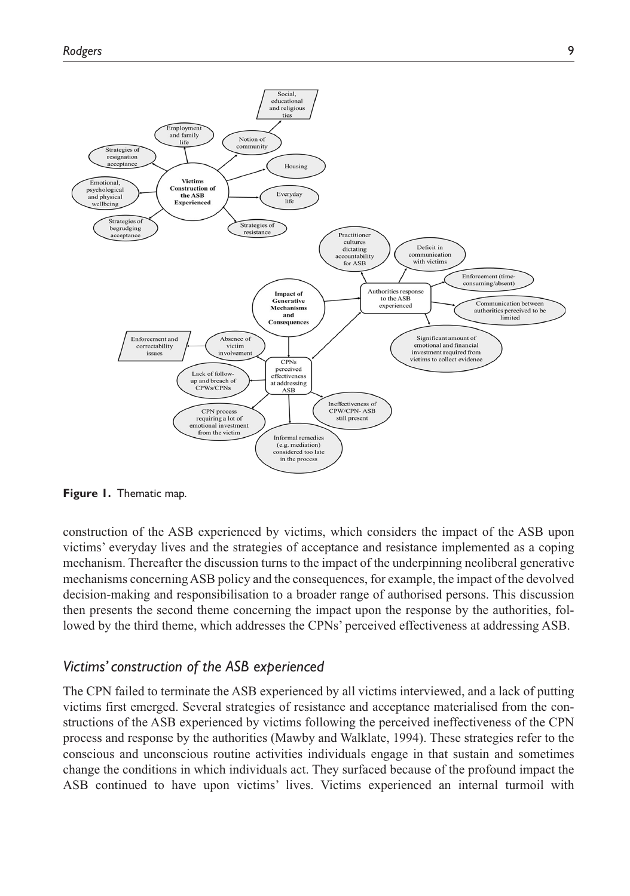**Figure 1.** Thematic map.

construction of the ASB experienced by victims, which considers the impact of the ASB upon victims' everyday lives and the strategies of acceptance and resistance implemented as a coping mechanism. Thereafter the discussion turns to the impact of the underpinning neoliberal generative mechanisms concerning ASB policy and the consequences, for example, the impact of the devolved decision-making and responsibilisation to a broader range of authorised persons. This discussion then presents the second theme concerning the impact upon the response by the authorities, followed by the third theme, which addresses the CPNs' perceived effectiveness at addressing ASB.

### *Victims' construction of the ASB experienced*

The CPN failed to terminate the ASB experienced by all victims interviewed, and a lack of putting victims first emerged. Several strategies of resistance and acceptance materialised from the constructions of the ASB experienced by victims following the perceived ineffectiveness of the CPN process and response by the authorities (Mawby and Walklate, 1994). These strategies refer to the conscious and unconscious routine activities individuals engage in that sustain and sometimes change the conditions in which individuals act. They surfaced because of the profound impact the ASB continued to have upon victims' lives. Victims experienced an internal turmoil with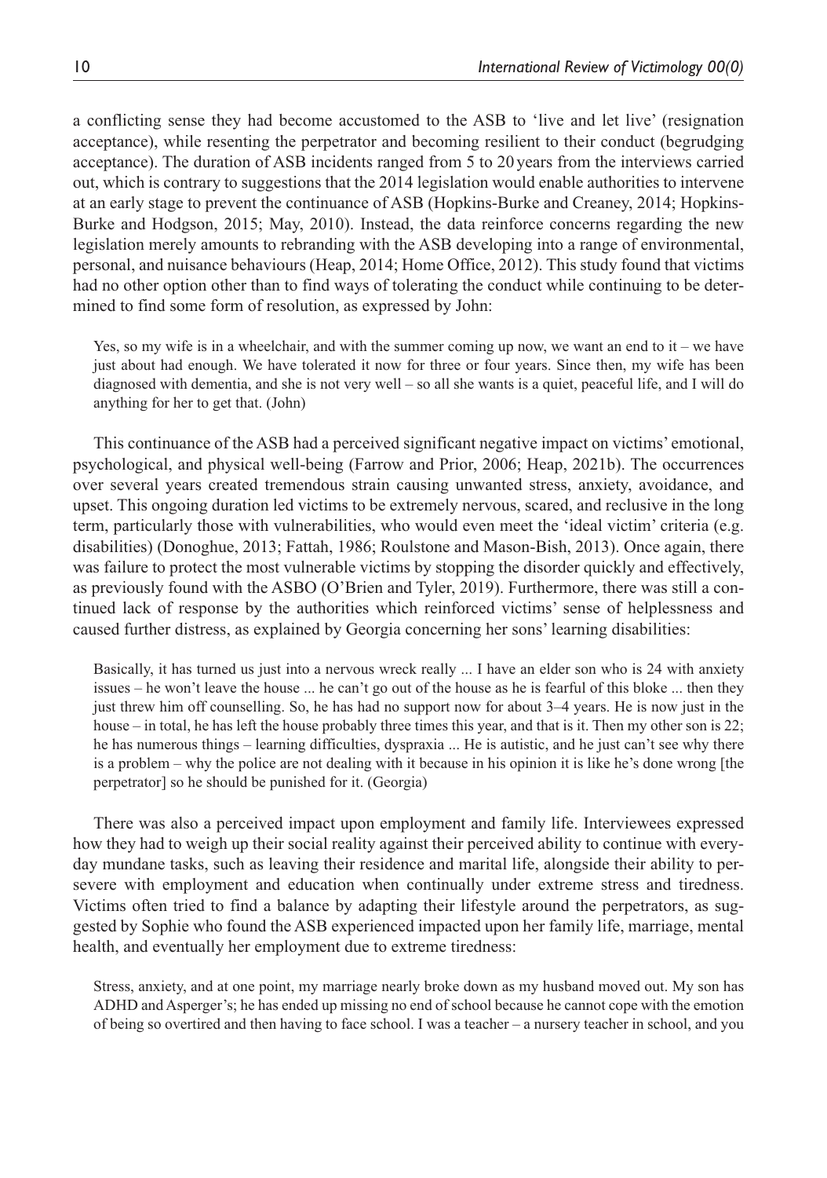a conflicting sense they had become accustomed to the ASB to 'live and let live' (resignation acceptance), while resenting the perpetrator and becoming resilient to their conduct (begrudging acceptance). The duration of ASB incidents ranged from 5 to 20 years from the interviews carried out, which is contrary to suggestions that the 2014 legislation would enable authorities to intervene at an early stage to prevent the continuance of ASB (Hopkins-Burke and Creaney, 2014; Hopkins-Burke and Hodgson, 2015; May, 2010). Instead, the data reinforce concerns regarding the new legislation merely amounts to rebranding with the ASB developing into a range of environmental, personal, and nuisance behaviours (Heap, 2014; Home Office, 2012). This study found that victims had no other option other than to find ways of tolerating the conduct while continuing to be determined to find some form of resolution, as expressed by John:

> Yes, so my wife is in a wheelchair, and with the summer coming up now, we want an end to it – we have just about had enough. We have tolerated it now for three or four years. Since then, my wife has been diagnosed with dementia, and she is not very well – so all she wants is a quiet, peaceful life, and I will do anything for her to get that. (John)

This continuance of the ASB had a perceived significant negative impact on victims' emotional, psychological, and physical well-being (Farrow and Prior, 2006; Heap, 2021b). The occurrences over several years created tremendous strain causing unwanted stress, anxiety, avoidance, and upset. This ongoing duration led victims to be extremely nervous, scared, and reclusive in the long term, particularly those with vulnerabilities, who would even meet the 'ideal victim' criteria (e.g. disabilities) (Donoghue, 2013; Fattah, 1986; Roulstone and Mason-Bish, 2013). Once again, there was failure to protect the most vulnerable victims by stopping the disorder quickly and effectively, as previously found with the ASBO (O'Brien and Tyler, 2019). Furthermore, there was still a continued lack of response by the authorities which reinforced victims' sense of helplessness and caused further distress, as explained by Georgia concerning her sons' learning disabilities:

> Basically, it has turned us just into a nervous wreck really ... I have an elder son who is 24 with anxiety issues – he won't leave the house ... he can't go out of the house as he is fearful of this bloke ... then they just threw him off counselling. So, he has had no support now for about 3–4 years. He is now just in the house – in total, he has left the house probably three times this year, and that is it. Then my other son is 22; he has numerous things – learning difficulties, dyspraxia ... He is autistic, and he just can't see why there is a problem – why the police are not dealing with it because in his opinion it is like he's done wrong [the perpetrator] so he should be punished for it. (Georgia)

There was also a perceived impact upon employment and family life. Interviewees expressed how they had to weigh up their social reality against their perceived ability to continue with everyday mundane tasks, such as leaving their residence and marital life, alongside their ability to persevere with employment and education when continually under extreme stress and tiredness. Victims often tried to find a balance by adapting their lifestyle around the perpetrators, as suggested by Sophie who found the ASB experienced impacted upon her family life, marriage, mental health, and eventually her employment due to extreme tiredness:

> Stress, anxiety, and at one point, my marriage nearly broke down as my husband moved out. My son has ADHD and Asperger's; he has ended up missing no end of school because he cannot cope with the emotion of being so overtired and then having to face school. I was a teacher – a nursery teacher in school, and you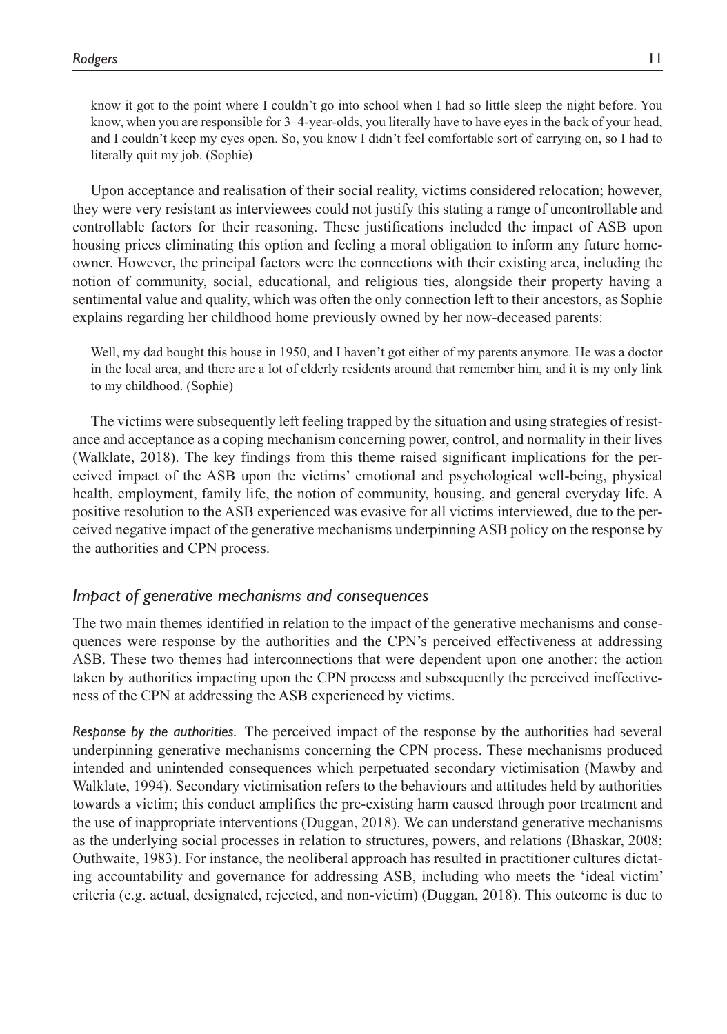know it got to the point where I couldn't go into school when I had so little sleep the night before. You know, when you are responsible for 3–4-year-olds, you literally have to have eyes in the back of your head, and I couldn't keep my eyes open. So, you know I didn't feel comfortable sort of carrying on, so I had to literally quit my job. (Sophie)

Upon acceptance and realisation of their social reality, victims considered relocation; however, they were very resistant as interviewees could not justify this stating a range of uncontrollable and controllable factors for their reasoning. These justifications included the impact of ASB upon housing prices eliminating this option and feeling a moral obligation to inform any future homeowner. However, the principal factors were the connections with their existing area, including the notion of community, social, educational, and religious ties, alongside their property having a sentimental value and quality, which was often the only connection left to their ancestors, as Sophie explains regarding her childhood home previously owned by her now-deceased parents:

> Well, my dad bought this house in 1950, and I haven't got either of my parents anymore. He was a doctor in the local area, and there are a lot of elderly residents around that remember him, and it is my only link to my childhood. (Sophie)

The victims were subsequently left feeling trapped by the situation and using strategies of resistance and acceptance as a coping mechanism concerning power, control, and normality in their lives (Walklate, 2018). The key findings from this theme raised significant implications for the perceived impact of the ASB upon the victims' emotional and psychological well-being, physical health, employment, family life, the notion of community, housing, and general everyday life. A positive resolution to the ASB experienced was evasive for all victims interviewed, due to the perceived negative impact of the generative mechanisms underpinning ASB policy on the response by the authorities and CPN process.

### *Impact of generative mechanisms and consequences*

The two main themes identified in relation to the impact of the generative mechanisms and consequences were response by the authorities and the CPN's perceived effectiveness at addressing ASB. These two themes had interconnections that were dependent upon one another: the action taken by authorities impacting upon the CPN process and subsequently the perceived ineffectiveness of the CPN at addressing the ASB experienced by victims.

*Response by the authorities.* The perceived impact of the response by the authorities had several underpinning generative mechanisms concerning the CPN process. These mechanisms produced intended and unintended consequences which perpetuated secondary victimisation (Mawby and Walklate, 1994). Secondary victimisation refers to the behaviours and attitudes held by authorities towards a victim; this conduct amplifies the pre-existing harm caused through poor treatment and the use of inappropriate interventions (Duggan, 2018). We can understand generative mechanisms as the underlying social processes in relation to structures, powers, and relations (Bhaskar, 2008; Outhwaite, 1983). For instance, the neoliberal approach has resulted in practitioner cultures dictating accountability and governance for addressing ASB, including who meets the 'ideal victim' criteria (e.g. actual, designated, rejected, and non-victim) (Duggan, 2018). This outcome is due to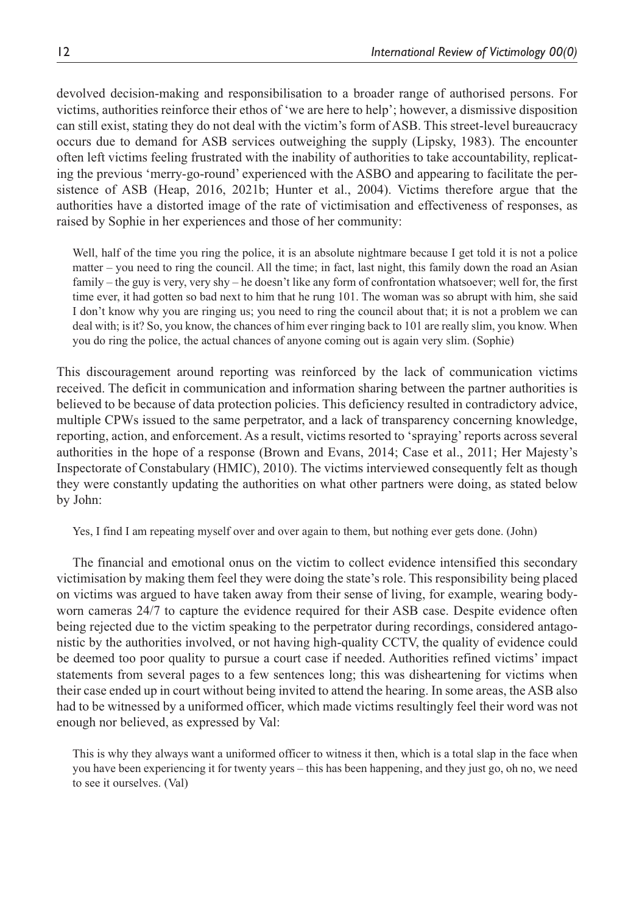devolved decision-making and responsibilisation to a broader range of authorised persons. For victims, authorities reinforce their ethos of 'we are here to help'; however, a dismissive disposition can still exist, stating they do not deal with the victim's form of ASB. This street-level bureaucracy occurs due to demand for ASB services outweighing the supply (Lipsky, 1983). The encounter often left victims feeling frustrated with the inability of authorities to take accountability, replicating the previous 'merry-go-round' experienced with the ASBO and appearing to facilitate the persistence of ASB (Heap, 2016, 2021b; Hunter et al., 2004). Victims therefore argue that the authorities have a distorted image of the rate of victimisation and effectiveness of responses, as raised by Sophie in her experiences and those of her community:

> Well, half of the time you ring the police, it is an absolute nightmare because I get told it is not a police matter – you need to ring the council. All the time; in fact, last night, this family down the road an Asian family – the guy is very, very shy – he doesn't like any form of confrontation whatsoever; well for, the first time ever, it had gotten so bad next to him that he rung 101. The woman was so abrupt with him, she said I don't know why you are ringing us; you need to ring the council about that; it is not a problem we can deal with; is it? So, you know, the chances of him ever ringing back to 101 are really slim, you know. When you do ring the police, the actual chances of anyone coming out is again very slim. (Sophie)

This discouragement around reporting was reinforced by the lack of communication victims received. The deficit in communication and information sharing between the partner authorities is believed to be because of data protection policies. This deficiency resulted in contradictory advice, multiple CPWs issued to the same perpetrator, and a lack of transparency concerning knowledge, reporting, action, and enforcement. As a result, victims resorted to 'spraying' reports across several authorities in the hope of a response (Brown and Evans, 2014; Case et al., 2011; Her Majesty's Inspectorate of Constabulary (HMIC), 2010). The victims interviewed consequently felt as though they were constantly updating the authorities on what other partners were doing, as stated below by John:

> Yes, I find I am repeating myself over and over again to them, but nothing ever gets done. (John)

The financial and emotional onus on the victim to collect evidence intensified this secondary victimisation by making them feel they were doing the state's role. This responsibility being placed on victims was argued to have taken away from their sense of living, for example, wearing body-worn cameras 24/7 to capture the evidence required for their ASB case. Despite evidence often being rejected due to the victim speaking to the perpetrator during recordings, considered antagonistic by the authorities involved, or not having high-quality CCTV, the quality of evidence could be deemed too poor quality to pursue a court case if needed. Authorities refined victims' impact statements from several pages to a few sentences long; this was disheartening for victims when their case ended up in court without being invited to attend the hearing. In some areas, the ASB also had to be witnessed by a uniformed officer, which made victims resultingly feel their word was not enough nor believed, as expressed by Val:

> This is why they always want a uniformed officer to witness it then, which is a total slap in the face when you have been experiencing it for twenty years – this has been happening, and they just go, oh no, we need to see it ourselves. (Val)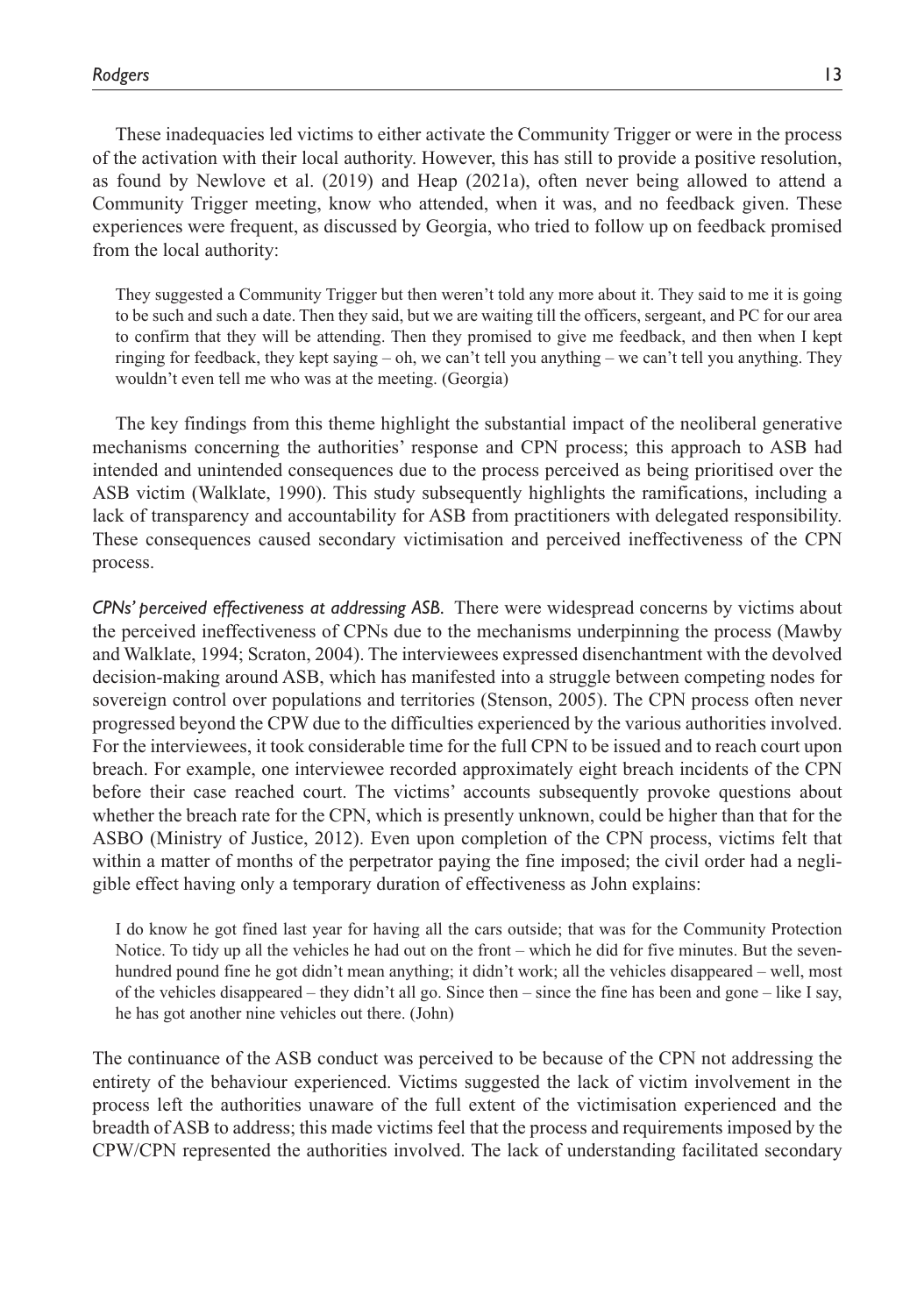These inadequacies led victims to either activate the Community Trigger or were in the process of the activation with their local authority. However, this has still to provide a positive resolution, as found by Newlove et al. (2019) and Heap (2021a), often never being allowed to attend a Community Trigger meeting, know who attended, when it was, and no feedback given. These experiences were frequent, as discussed by Georgia, who tried to follow up on feedback promised from the local authority:

> They suggested a Community Trigger but then weren't told any more about it. They said to me it is going to be such and such a date. Then they said, but we are waiting till the officers, sergeant, and PC for our area to confirm that they will be attending. Then they promised to give me feedback, and then when I kept ringing for feedback, they kept saying – oh, we can't tell you anything – we can't tell you anything. They wouldn't even tell me who was at the meeting. (Georgia)

The key findings from this theme highlight the substantial impact of the neoliberal generative mechanisms concerning the authorities' response and CPN process; this approach to ASB had intended and unintended consequences due to the process perceived as being prioritised over the ASB victim (Walklate, 1990). This study subsequently highlights the ramifications, including a lack of transparency and accountability for ASB from practitioners with delegated responsibility. These consequences caused secondary victimisation and perceived ineffectiveness of the CPN process.

*CPNs' perceived effectiveness at addressing ASB.* There were widespread concerns by victims about the perceived ineffectiveness of CPNs due to the mechanisms underpinning the process (Mawby and Walklate, 1994; Scraton, 2004). The interviewees expressed disenchantment with the devolved decision-making around ASB, which has manifested into a struggle between competing nodes for sovereign control over populations and territories (Stenson, 2005). The CPN process often never progressed beyond the CPW due to the difficulties experienced by the various authorities involved. For the interviewees, it took considerable time for the full CPN to be issued and to reach court upon breach. For example, one interviewee recorded approximately eight breach incidents of the CPN before their case reached court. The victims' accounts subsequently provoke questions about whether the breach rate for the CPN, which is presently unknown, could be higher than that for the ASBO (Ministry of Justice, 2012). Even upon completion of the CPN process, victims felt that within a matter of months of the perpetrator paying the fine imposed; the civil order had a negligible effect having only a temporary duration of effectiveness as John explains:

> I do know he got fined last year for having all the cars outside; that was for the Community Protection Notice. To tidy up all the vehicles he had out on the front – which he did for five minutes. But the seven-hundred pound fine he got didn't mean anything; it didn't work; all the vehicles disappeared – well, most of the vehicles disappeared – they didn't all go. Since then – since the fine has been and gone – like I say, he has got another nine vehicles out there. (John)

The continuance of the ASB conduct was perceived to be because of the CPN not addressing the entirety of the behaviour experienced. Victims suggested the lack of victim involvement in the process left the authorities unaware of the full extent of the victimisation experienced and the breadth of ASB to address; this made victims feel that the process and requirements imposed by the CPW/CPN represented the authorities involved. The lack of understanding facilitated secondary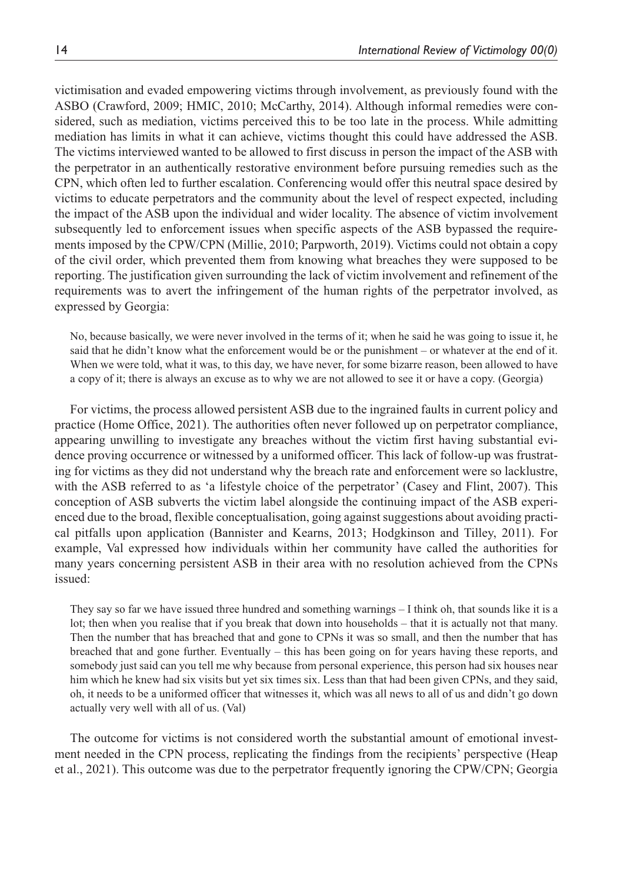victimisation and evaded empowering victims through involvement, as previously found with the ASBO (Crawford, 2009; HMIC, 2010; McCarthy, 2014). Although informal remedies were considered, such as mediation, victims perceived this to be too late in the process. While admitting mediation has limits in what it can achieve, victims thought this could have addressed the ASB. The victims interviewed wanted to be allowed to first discuss in person the impact of the ASB with the perpetrator in an authentically restorative environment before pursuing remedies such as the CPN, which often led to further escalation. Conferencing would offer this neutral space desired by victims to educate perpetrators and the community about the level of respect expected, including the impact of the ASB upon the individual and wider locality. The absence of victim involvement subsequently led to enforcement issues when specific aspects of the ASB bypassed the requirements imposed by the CPW/CPN (Millie, 2010; Parpworth, 2019). Victims could not obtain a copy of the civil order, which prevented them from knowing what breaches they were supposed to be reporting. The justification given surrounding the lack of victim involvement and refinement of the requirements was to avert the infringement of the human rights of the perpetrator involved, as expressed by Georgia:

> No, because basically, we were never involved in the terms of it; when he said he was going to issue it, he said that he didn't know what the enforcement would be or the punishment – or whatever at the end of it. When we were told, what it was, to this day, we have never, for some bizarre reason, been allowed to have a copy of it; there is always an excuse as to why we are not allowed to see it or have a copy. (Georgia)

For victims, the process allowed persistent ASB due to the ingrained faults in current policy and practice (Home Office, 2021). The authorities often never followed up on perpetrator compliance, appearing unwilling to investigate any breaches without the victim first having substantial evidence proving occurrence or witnessed by a uniformed officer. This lack of follow-up was frustrating for victims as they did not understand why the breach rate and enforcement were so lacklustre, with the ASB referred to as 'a lifestyle choice of the perpetrator' (Casey and Flint, 2007). This conception of ASB subverts the victim label alongside the continuing impact of the ASB experienced due to the broad, flexible conceptualisation, going against suggestions about avoiding practical pitfalls upon application (Bannister and Kearns, 2013; Hodgkinson and Tilley, 2011). For example, Val expressed how individuals within her community have called the authorities for many years concerning persistent ASB in their area with no resolution achieved from the CPNs issued:

> They say so far we have issued three hundred and something warnings – I think oh, that sounds like it is a lot; then when you realise that if you break that down into households – that it is actually not that many. Then the number that has breached that and gone to CPNs it was so small, and then the number that has breached that and gone further. Eventually – this has been going on for years having these reports, and somebody just said can you tell me why because from personal experience, this person had six houses near him which he knew had six visits but yet six times six. Less than that had been given CPNs, and they said, oh, it needs to be a uniformed officer that witnesses it, which was all news to all of us and didn't go down actually very well with all of us. (Val)

The outcome for victims is not considered worth the substantial amount of emotional investment needed in the CPN process, replicating the findings from the recipients' perspective (Heap et al., 2021). This outcome was due to the perpetrator frequently ignoring the CPW/CPN; Georgia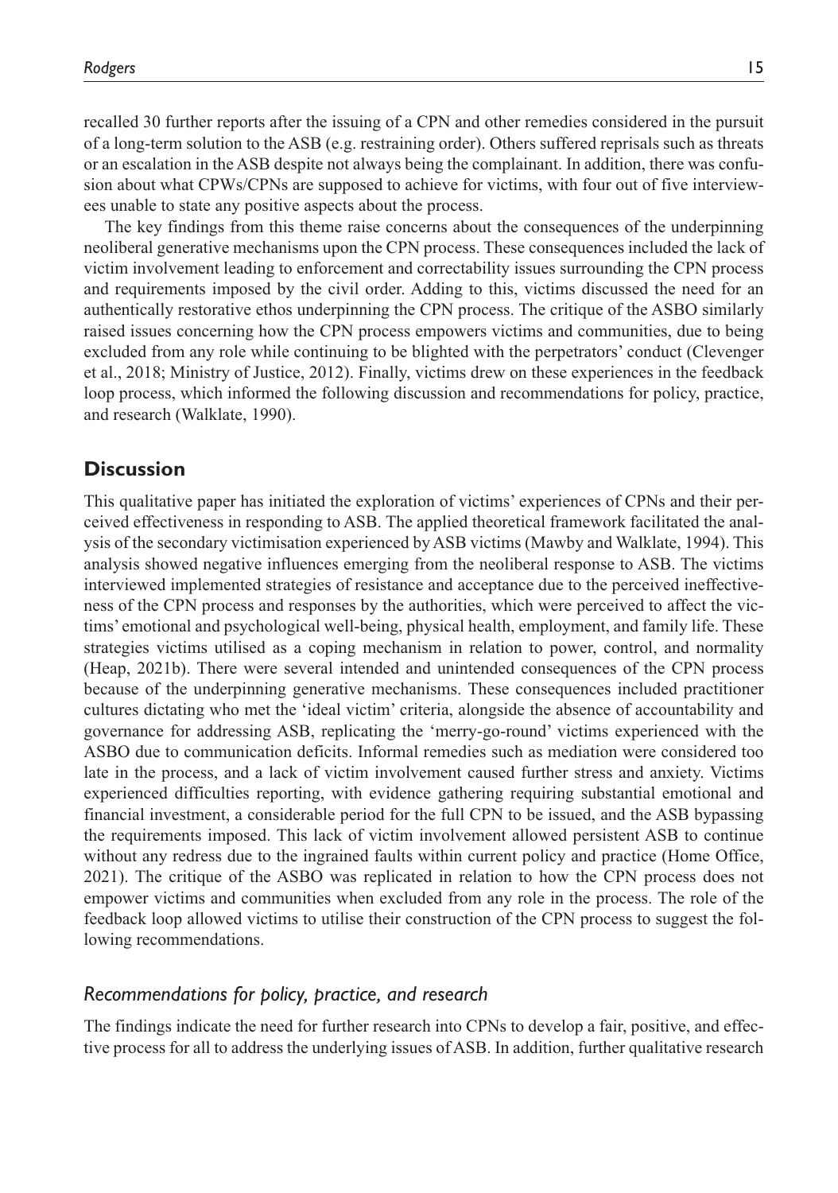recalled 30 further reports after the issuing of a CPN and other remedies considered in the pursuit of a long-term solution to the ASB (e.g. restraining order). Others suffered reprisals such as threats or an escalation in the ASB despite not always being the complainant. In addition, there was confusion about what CPWs/CPNs are supposed to achieve for victims, with four out of five interviewees unable to state any positive aspects about the process.

The key findings from this theme raise concerns about the consequences of the underpinning neoliberal generative mechanisms upon the CPN process. These consequences included the lack of victim involvement leading to enforcement and correctability issues surrounding the CPN process and requirements imposed by the civil order. Adding to this, victims discussed the need for an authentically restorative ethos underpinning the CPN process. The critique of the ASBO similarly raised issues concerning how the CPN process empowers victims and communities, due to being excluded from any role while continuing to be blighted with the perpetrators' conduct (Clevenger et al., 2018; Ministry of Justice, 2012). Finally, victims drew on these experiences in the feedback loop process, which informed the following discussion and recommendations for policy, practice, and research (Walklate, 1990).

## Discussion

This qualitative paper has initiated the exploration of victims' experiences of CPNs and their perceived effectiveness in responding to ASB. The applied theoretical framework facilitated the analysis of the secondary victimisation experienced by ASB victims (Mawby and Walklate, 1994). This analysis showed negative influences emerging from the neoliberal response to ASB. The victims interviewed implemented strategies of resistance and acceptance due to the perceived ineffectiveness of the CPN process and responses by the authorities, which were perceived to affect the victims' emotional and psychological well-being, physical health, employment, and family life. These strategies victims utilised as a coping mechanism in relation to power, control, and normality (Heap, 2021b). There were several intended and unintended consequences of the CPN process because of the underpinning generative mechanisms. These consequences included practitioner cultures dictating who met the 'ideal victim' criteria, alongside the absence of accountability and governance for addressing ASB, replicating the 'merry-go-round' victims experienced with the ASBO due to communication deficits. Informal remedies such as mediation were considered too late in the process, and a lack of victim involvement caused further stress and anxiety. Victims experienced difficulties reporting, with evidence gathering requiring substantial emotional and financial investment, a considerable period for the full CPN to be issued, and the ASB bypassing the requirements imposed. This lack of victim involvement allowed persistent ASB to continue without any redress due to the ingrained faults within current policy and practice (Home Office, 2021). The critique of the ASBO was replicated in relation to how the CPN process does not empower victims and communities when excluded from any role in the process. The role of the feedback loop allowed victims to utilise their construction of the CPN process to suggest the following recommendations.

### *Recommendations for policy, practice, and research*

The findings indicate the need for further research into CPNs to develop a fair, positive, and effective process for all to address the underlying issues of ASB. In addition, further qualitative research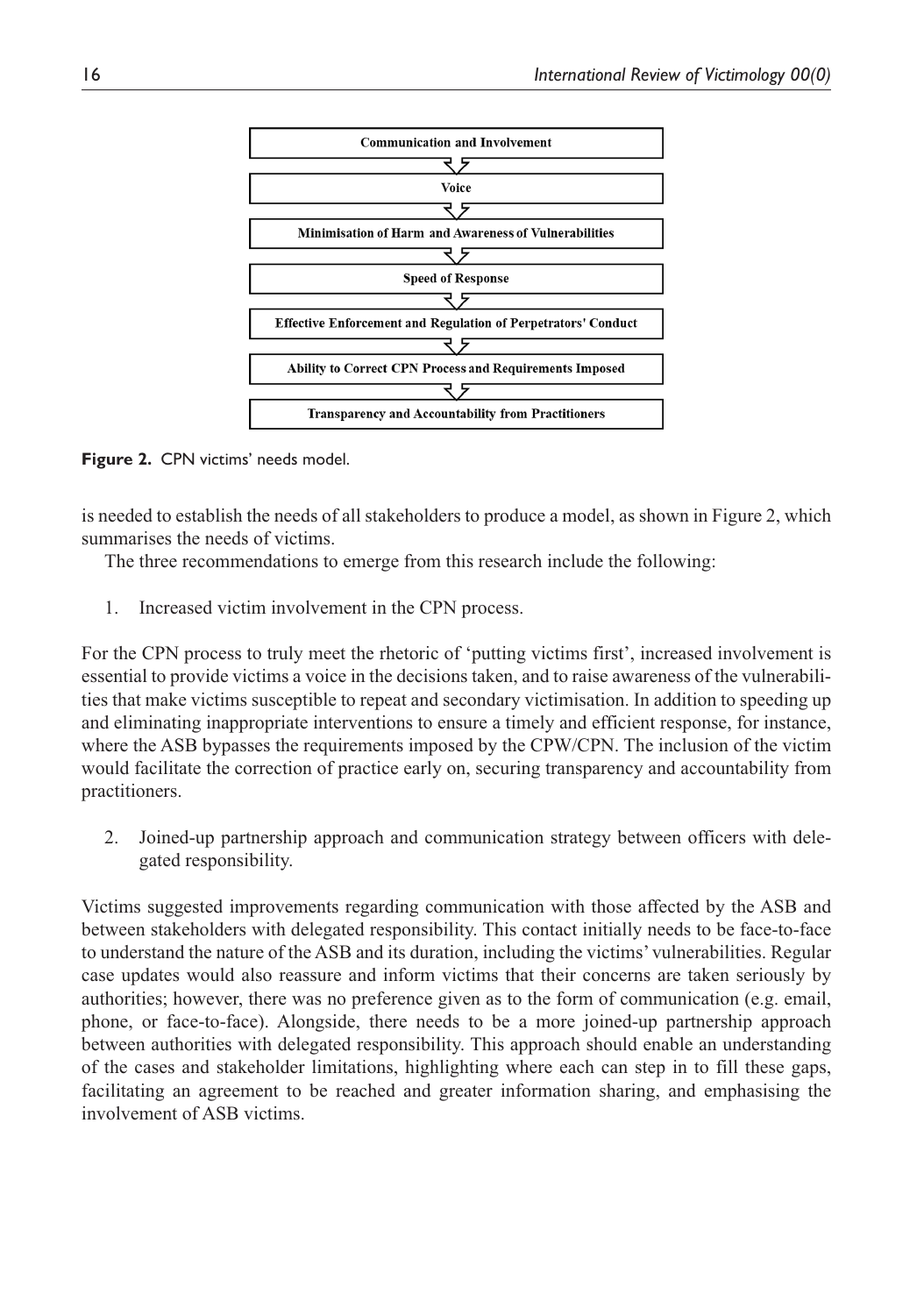Communication and Involvement

Voice

Minimisation of Harm and Awareness of Vulnerabilities

Speed of Response

Effective Enforcement and Regulation of Perpetrators' Conduct

Ability to Correct CPN Process and Requirements Imposed

Transparency and Accountability from Practitioners

**Figure 2.** CPN victims' needs model.

is needed to establish the needs of all stakeholders to produce a model, as shown in Figure 2, which summarises the needs of victims.

The three recommendations to emerge from this research include the following:

1. Increased victim involvement in the CPN process.

For the CPN process to truly meet the rhetoric of 'putting victims first', increased involvement is essential to provide victims a voice in the decisions taken, and to raise awareness of the vulnerabilities that make victims susceptible to repeat and secondary victimisation. In addition to speeding up and eliminating inappropriate interventions to ensure a timely and efficient response, for instance, where the ASB bypasses the requirements imposed by the CPW/CPN. The inclusion of the victim would facilitate the correction of practice early on, securing transparency and accountability from practitioners.

2. Joined-up partnership approach and communication strategy between officers with delegated responsibility.

Victims suggested improvements regarding communication with those affected by the ASB and between stakeholders with delegated responsibility. This contact initially needs to be face-to-face to understand the nature of the ASB and its duration, including the victims' vulnerabilities. Regular case updates would also reassure and inform victims that their concerns are taken seriously by authorities; however, there was no preference given as to the form of communication (e.g. email, phone, or face-to-face). Alongside, there needs to be a more joined-up partnership approach between authorities with delegated responsibility. This approach should enable an understanding of the cases and stakeholder limitations, highlighting where each can step in to fill these gaps, facilitating an agreement to be reached and greater information sharing, and emphasising the involvement of ASB victims.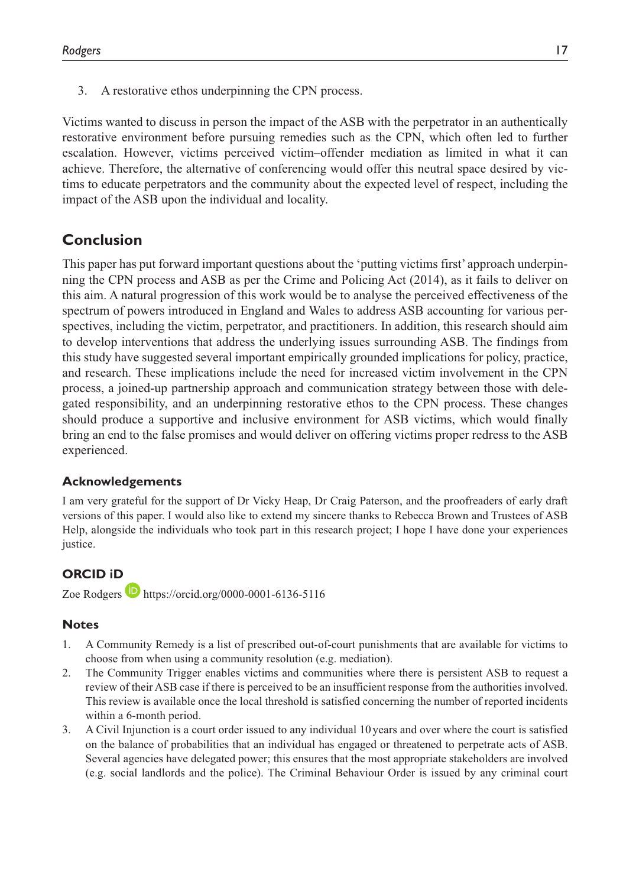3. A restorative ethos underpinning the CPN process.

Victims wanted to discuss in person the impact of the ASB with the perpetrator in an authentically restorative environment before pursuing remedies such as the CPN, which often led to further escalation. However, victims perceived victim–offender mediation as limited in what it can achieve. Therefore, the alternative of conferencing would offer this neutral space desired by victims to educate perpetrators and the community about the expected level of respect, including the impact of the ASB upon the individual and locality.

## Conclusion

This paper has put forward important questions about the 'putting victims first' approach underpinning the CPN process and ASB as per the Crime and Policing Act (2014), as it fails to deliver on this aim. A natural progression of this work would be to analyse the perceived effectiveness of the spectrum of powers introduced in England and Wales to address ASB accounting for various perspectives, including the victim, perpetrator, and practitioners. In addition, this research should aim to develop interventions that address the underlying issues surrounding ASB. The findings from this study have suggested several important empirically grounded implications for policy, practice, and research. These implications include the need for increased victim involvement in the CPN process, a joined-up partnership approach and communication strategy between those with delegated responsibility, and an underpinning restorative ethos to the CPN process. These changes should produce a supportive and inclusive environment for ASB victims, which would finally bring an end to the false promises and would deliver on offering victims proper redress to the ASB experienced.

### Acknowledgements

I am very grateful for the support of Dr Vicky Heap, Dr Craig Paterson, and the proofreaders of early draft versions of this paper. I would also like to extend my sincere thanks to Rebecca Brown and Trustees of ASB Help, alongside the individuals who took part in this research project; I hope I have done your experiences justice.

### ORCID iD

Zoe Rodgers https://orcid.org/0000-0001-6136-5116

### Notes

1. A Community Remedy is a list of prescribed out-of-court punishments that are available for victims to choose from when using a community resolution (e.g. mediation).
2. The Community Trigger enables victims and communities where there is persistent ASB to request a review of their ASB case if there is perceived to be an insufficient response from the authorities involved. This review is available once the local threshold is satisfied concerning the number of reported incidents within a 6-month period.
3. A Civil Injunction is a court order issued to any individual 10 years and over where the court is satisfied on the balance of probabilities that an individual has engaged or threatened to perpetrate acts of ASB. Several agencies have delegated power; this ensures that the most appropriate stakeholders are involved (e.g. social landlords and the police). The Criminal Behaviour Order is issued by any criminal court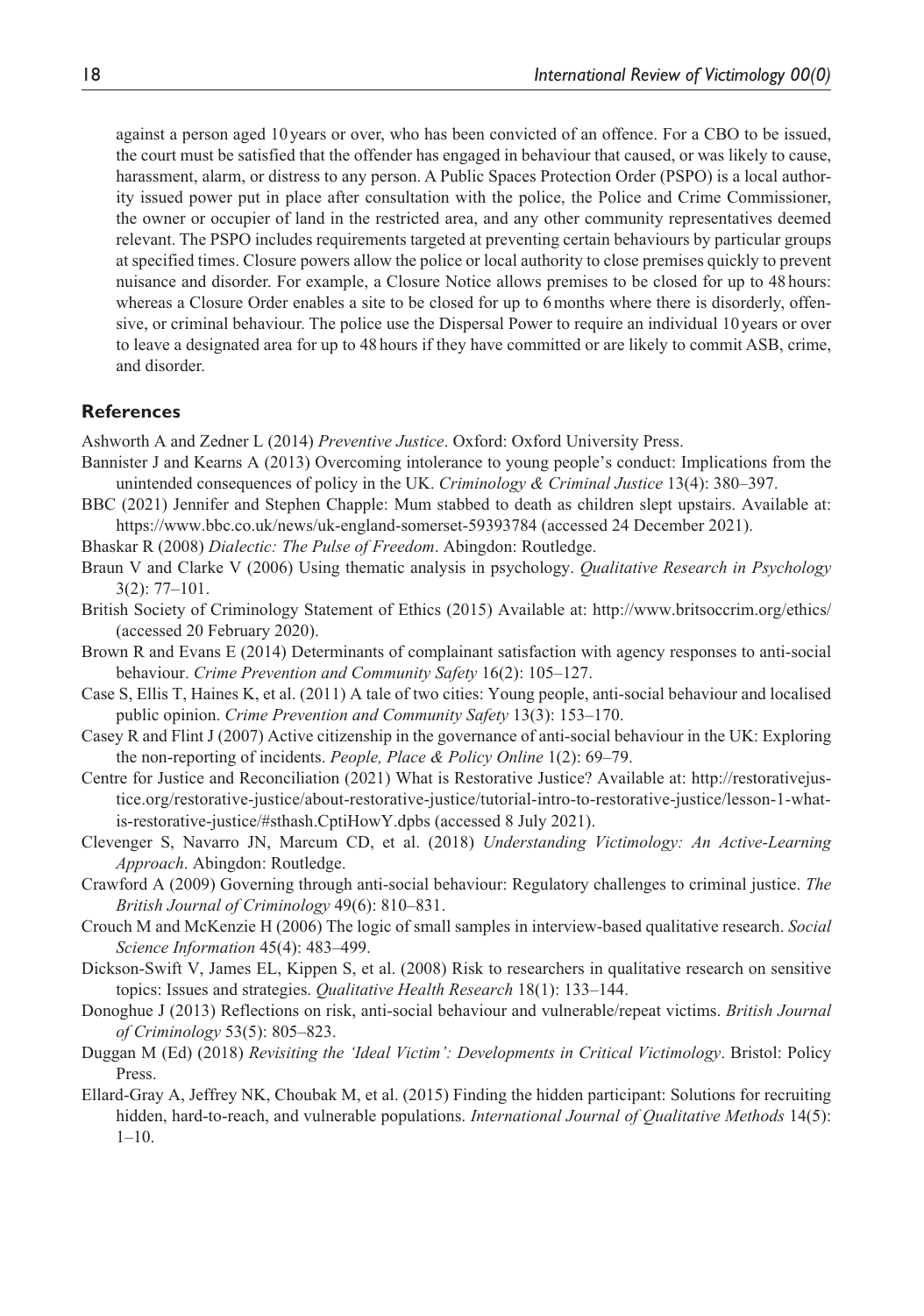against a person aged 10 years or over, who has been convicted of an offence. For a CBO to be issued, the court must be satisfied that the offender has engaged in behaviour that caused, or was likely to cause, harassment, alarm, or distress to any person. A Public Spaces Protection Order (PSPO) is a local authority issued power put in place after consultation with the police, the Police and Crime Commissioner, the owner or occupier of land in the restricted area, and any other community representatives deemed relevant. The PSPO includes requirements targeted at preventing certain behaviours by particular groups at specified times. Closure powers allow the police or local authority to close premises quickly to prevent nuisance and disorder. For example, a Closure Notice allows premises to be closed for up to 48 hours: whereas a Closure Order enables a site to be closed for up to 6 months where there is disorderly, offensive, or criminal behaviour. The police use the Dispersal Power to require an individual 10 years or over to leave a designated area for up to 48 hours if they have committed or are likely to commit ASB, crime, and disorder.

## References

Ashworth A and Zedner L (2014) *Preventive Justice*. Oxford: Oxford University Press.

Bannister J and Kearns A (2013) Overcoming intolerance to young people's conduct: Implications from the unintended consequences of policy in the UK. *Criminology & Criminal Justice* 13(4): 380–397.

BBC (2021) Jennifer and Stephen Chapple: Mum stabbed to death as children slept upstairs. Available at: https://www.bbc.co.uk/news/uk-england-somerset-59393784 (accessed 24 December 2021).

Bhaskar R (2008) *Dialectic: The Pulse of Freedom*. Abingdon: Routledge.

Braun V and Clarke V (2006) Using thematic analysis in psychology. *Qualitative Research in Psychology* 3(2): 77–101.

British Society of Criminology Statement of Ethics (2015) Available at: http://www.britsoccrim.org/ethics/ (accessed 20 February 2020).

Brown R and Evans E (2014) Determinants of complainant satisfaction with agency responses to anti-social behaviour. *Crime Prevention and Community Safety* 16(2): 105–127.

Case S, Ellis T, Haines K, et al. (2011) A tale of two cities: Young people, anti-social behaviour and localised public opinion. *Crime Prevention and Community Safety* 13(3): 153–170.

Casey R and Flint J (2007) Active citizenship in the governance of anti-social behaviour in the UK: Exploring the non-reporting of incidents. *People, Place & Policy Online* 1(2): 69–79.

Centre for Justice and Reconciliation (2021) What is Restorative Justice? Available at: http://restorativejustice.org/restorative-justice/about-restorative-justice/tutorial-intro-to-restorative-justice/lesson-1-what-is-restorative-justice/#sthash.CptiHowY.dpbs (accessed 8 July 2021).

Clevenger S, Navarro JN, Marcum CD, et al. (2018) *Understanding Victimology: An Active-Learning Approach*. Abingdon: Routledge.

Crawford A (2009) Governing through anti-social behaviour: Regulatory challenges to criminal justice. *The British Journal of Criminology* 49(6): 810–831.

Crouch M and McKenzie H (2006) The logic of small samples in interview-based qualitative research. *Social Science Information* 45(4): 483–499.

Dickson-Swift V, James EL, Kippen S, et al. (2008) Risk to researchers in qualitative research on sensitive topics: Issues and strategies. *Qualitative Health Research* 18(1): 133–144.

Donoghue J (2013) Reflections on risk, anti-social behaviour and vulnerable/repeat victims. *British Journal of Criminology* 53(5): 805–823.

Duggan M (Ed) (2018) *Revisiting the 'Ideal Victim': Developments in Critical Victimology*. Bristol: Policy Press.

Ellard-Gray A, Jeffrey NK, Choubak M, et al. (2015) Finding the hidden participant: Solutions for recruiting hidden, hard-to-reach, and vulnerable populations. *International Journal of Qualitative Methods* 14(5): 1–10.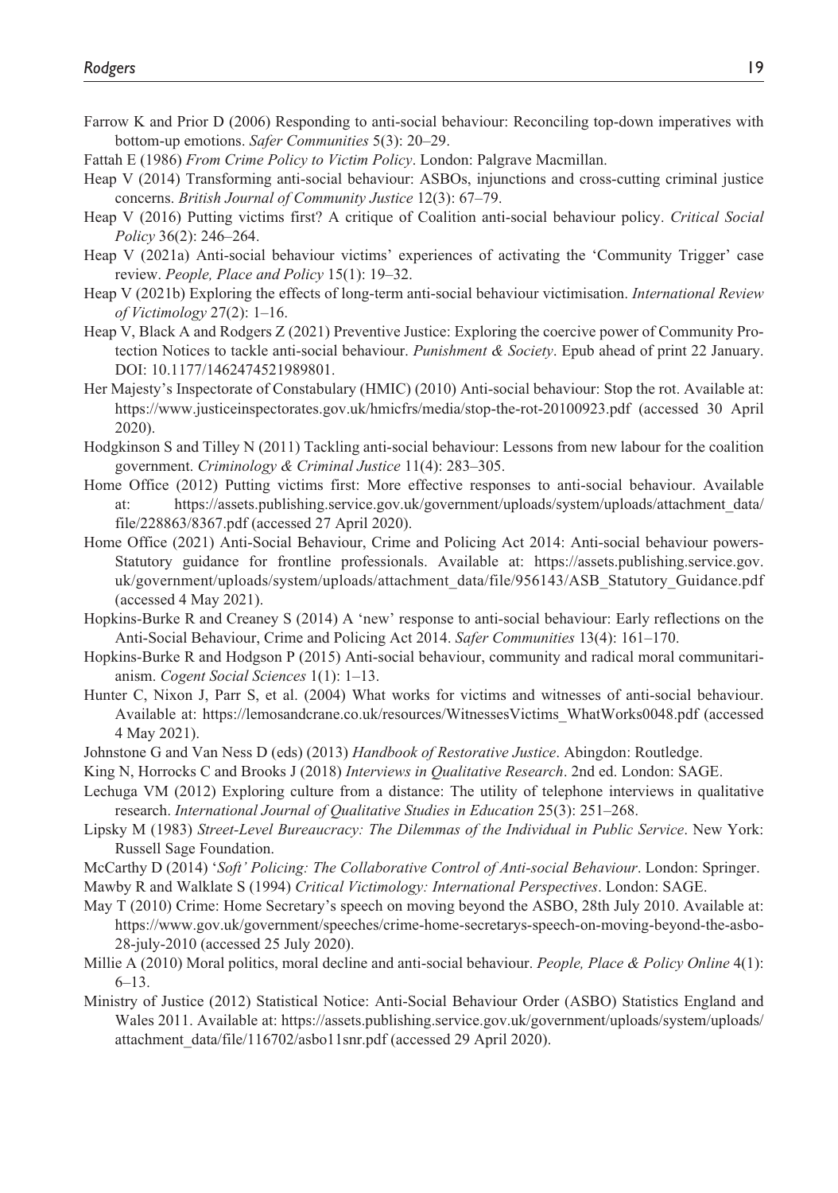Farrow K and Prior D (2006) Responding to anti-social behaviour: Reconciling top-down imperatives with bottom-up emotions. *Safer Communities* 5(3): 20–29.

Fattah E (1986) *From Crime Policy to Victim Policy*. London: Palgrave Macmillan.

Heap V (2014) Transforming anti-social behaviour: ASBOs, injunctions and cross-cutting criminal justice concerns. *British Journal of Community Justice* 12(3): 67–79.

Heap V (2016) Putting victims first? A critique of Coalition anti-social behaviour policy. *Critical Social Policy* 36(2): 246–264.

Heap V (2021a) Anti-social behaviour victims' experiences of activating the 'Community Trigger' case review. *People, Place and Policy* 15(1): 19–32.

Heap V (2021b) Exploring the effects of long-term anti-social behaviour victimisation. *International Review of Victimology* 27(2): 1–16.

Heap V, Black A and Rodgers Z (2021) Preventive Justice: Exploring the coercive power of Community Protection Notices to tackle anti-social behaviour. *Punishment & Society*. Epub ahead of print 22 January. DOI: 10.1177/1462474521989801.

Her Majesty's Inspectorate of Constabulary (HMIC) (2010) Anti-social behaviour: Stop the rot. Available at: https://www.justiceinspectorates.gov.uk/hmicfrs/media/stop-the-rot-20100923.pdf (accessed 30 April 2020).

Hodgkinson S and Tilley N (2011) Tackling anti-social behaviour: Lessons from new labour for the coalition government. *Criminology & Criminal Justice* 11(4): 283–305.

Home Office (2012) Putting victims first: More effective responses to anti-social behaviour. Available at: https://assets.publishing.service.gov.uk/government/uploads/system/uploads/attachment_data/file/228863/8367.pdf (accessed 27 April 2020).

Home Office (2021) Anti-Social Behaviour, Crime and Policing Act 2014: Anti-social behaviour powers-Statutory guidance for frontline professionals. Available at: https://assets.publishing.service.gov.uk/government/uploads/system/uploads/attachment_data/file/956143/ASB_Statutory_Guidance.pdf (accessed 4 May 2021).

Hopkins-Burke R and Creaney S (2014) A 'new' response to anti-social behaviour: Early reflections on the Anti-Social Behaviour, Crime and Policing Act 2014. *Safer Communities* 13(4): 161–170.

Hopkins-Burke R and Hodgson P (2015) Anti-social behaviour, community and radical moral communitarianism. *Cogent Social Sciences* 1(1): 1–13.

Hunter C, Nixon J, Parr S, et al. (2004) What works for victims and witnesses of anti-social behaviour. Available at: https://lemosandcrane.co.uk/resources/WitnessesVictims_WhatWorks0048.pdf (accessed 4 May 2021).

Johnstone G and Van Ness D (eds) (2013) *Handbook of Restorative Justice*. Abingdon: Routledge.

King N, Horrocks C and Brooks J (2018) *Interviews in Qualitative Research*. 2nd ed. London: SAGE.

Lechuga VM (2012) Exploring culture from a distance: The utility of telephone interviews in qualitative research. *International Journal of Qualitative Studies in Education* 25(3): 251–268.

Lipsky M (1983) *Street-Level Bureaucracy: The Dilemmas of the Individual in Public Service*. New York: Russell Sage Foundation.

McCarthy D (2014) '*Soft' Policing: The Collaborative Control of Anti-social Behaviour*. London: Springer.

Mawby R and Walklate S (1994) *Critical Victimology: International Perspectives*. London: SAGE.

May T (2010) Crime: Home Secretary's speech on moving beyond the ASBO, 28th July 2010. Available at: https://www.gov.uk/government/speeches/crime-home-secretarys-speech-on-moving-beyond-the-asbo-28-july-2010 (accessed 25 July 2020).

Millie A (2010) Moral politics, moral decline and anti-social behaviour. *People, Place & Policy Online* 4(1): 6–13.

Ministry of Justice (2012) Statistical Notice: Anti-Social Behaviour Order (ASBO) Statistics England and Wales 2011. Available at: https://assets.publishing.service.gov.uk/government/uploads/system/uploads/attachment_data/file/116702/asbo11snr.pdf (accessed 29 April 2020).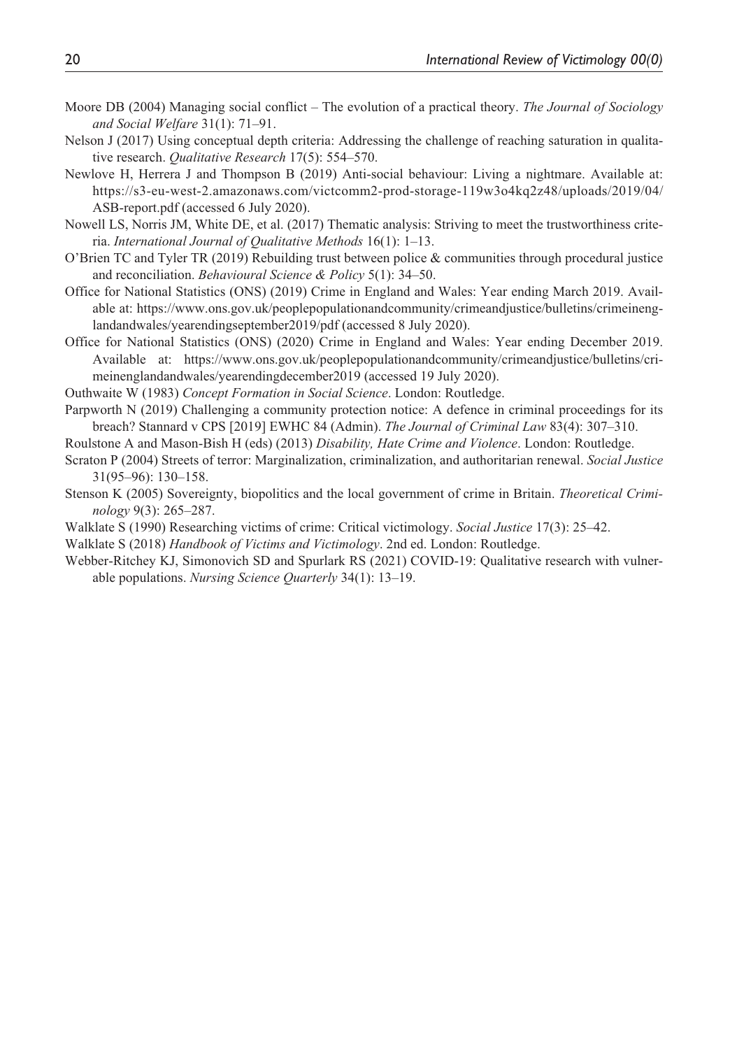Moore DB (2004) Managing social conflict – The evolution of a practical theory. *The Journal of Sociology and Social Welfare* 31(1): 71–91.

Nelson J (2017) Using conceptual depth criteria: Addressing the challenge of reaching saturation in qualitative research. *Qualitative Research* 17(5): 554–570.

Newlove H, Herrera J and Thompson B (2019) Anti-social behaviour: Living a nightmare. Available at: https://s3-eu-west-2.amazonaws.com/victcomm2-prod-storage-119w3o4kq2z48/uploads/2019/04/ASB-report.pdf (accessed 6 July 2020).

Nowell LS, Norris JM, White DE, et al. (2017) Thematic analysis: Striving to meet the trustworthiness criteria. *International Journal of Qualitative Methods* 16(1): 1–13.

O'Brien TC and Tyler TR (2019) Rebuilding trust between police & communities through procedural justice and reconciliation. *Behavioural Science & Policy* 5(1): 34–50.

Office for National Statistics (ONS) (2019) Crime in England and Wales: Year ending March 2019. Available at: https://www.ons.gov.uk/peoplepopulationandcommunity/crimeandjustice/bulletins/crimeinenglandandwales/yearendingseptember2019/pdf (accessed 8 July 2020).

Office for National Statistics (ONS) (2020) Crime in England and Wales: Year ending December 2019. Available at: https://www.ons.gov.uk/peoplepopulationandcommunity/crimeandjustice/bulletins/crimeinenglandandwales/yearendingdecember2019 (accessed 19 July 2020).

Outhwaite W (1983) *Concept Formation in Social Science*. London: Routledge.

Parpworth N (2019) Challenging a community protection notice: A defence in criminal proceedings for its breach? Stannard v CPS [2019] EWHC 84 (Admin). *The Journal of Criminal Law* 83(4): 307–310.

Roulstone A and Mason-Bish H (eds) (2013) *Disability, Hate Crime and Violence*. London: Routledge.

Scraton P (2004) Streets of terror: Marginalization, criminalization, and authoritarian renewal. *Social Justice* 31(95–96): 130–158.

Stenson K (2005) Sovereignty, biopolitics and the local government of crime in Britain. *Theoretical Criminology* 9(3): 265–287.

Walklate S (1990) Researching victims of crime: Critical victimology. *Social Justice* 17(3): 25–42.

Walklate S (2018) *Handbook of Victims and Victimology*. 2nd ed. London: Routledge.

Webber-Ritchey KJ, Simonovich SD and Spurlark RS (2021) COVID-19: Qualitative research with vulnerable populations. *Nursing Science Quarterly* 34(1): 13–19.